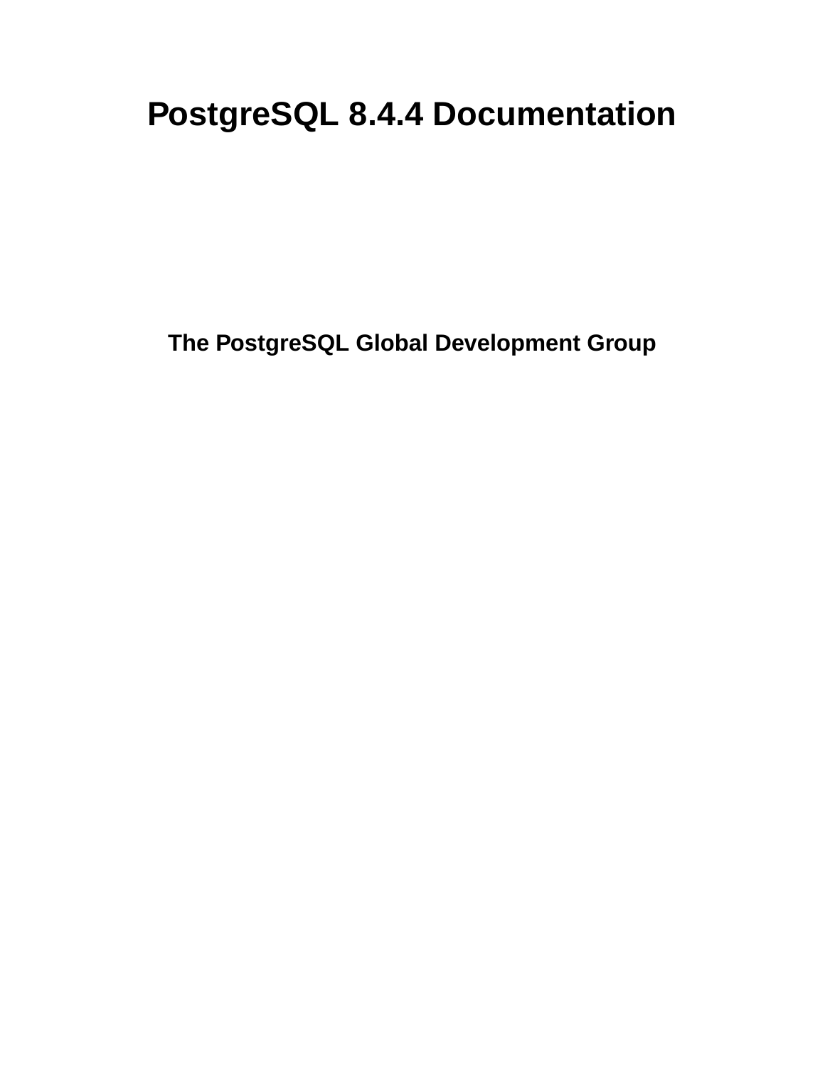# PostgreSQL 8.4.4 Documentation

**The PostgreSQL Global Development Group**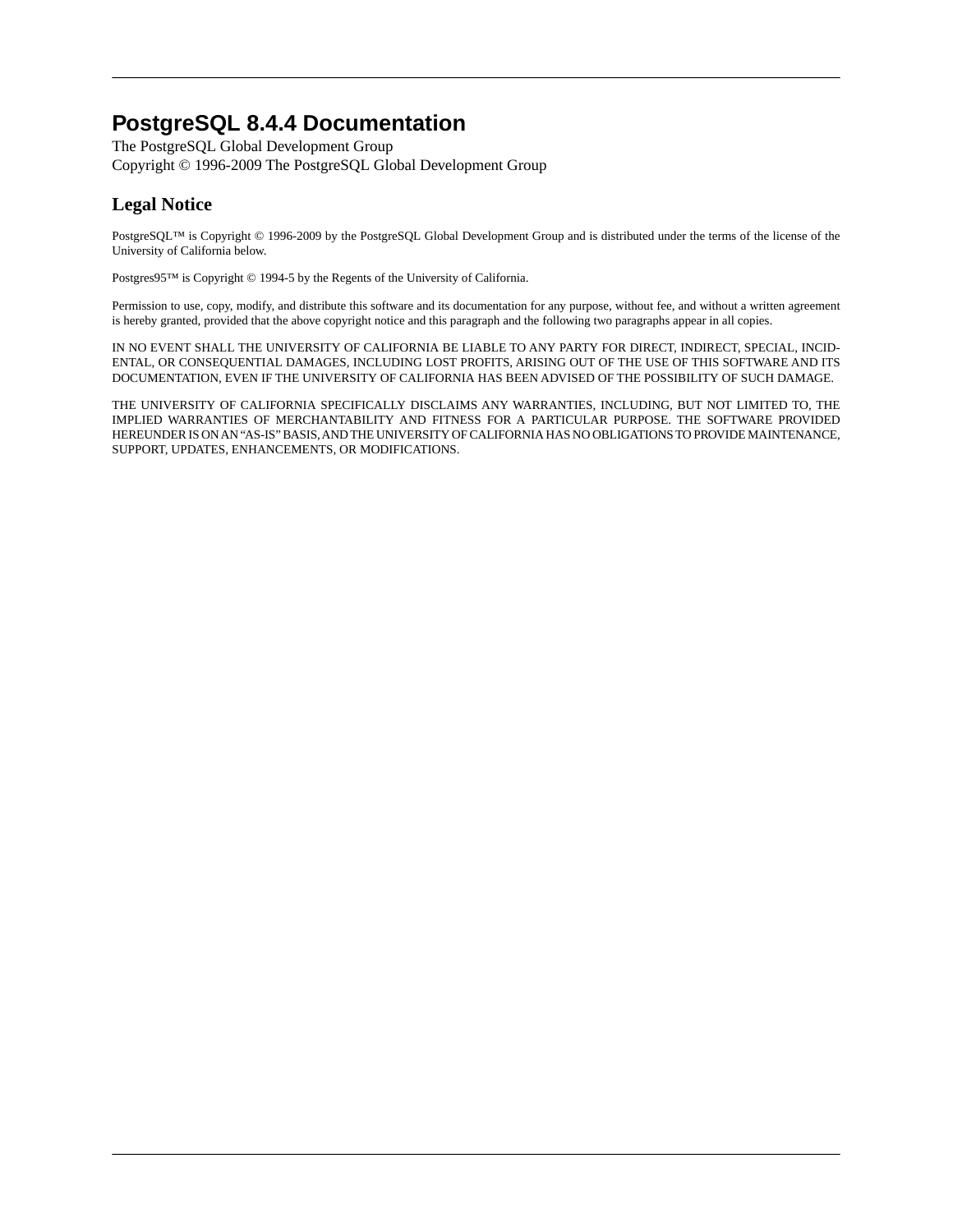# PostgreSQL 8.4.4 Documentation

The PostgreSQL Global Development Group
Copyright © 1996-2009 The PostgreSQL Global Development Group

## Legal Notice

PostgreSQL™ is Copyright © 1996-2009 by the PostgreSQL Global Development Group and is distributed under the terms of the license of the University of California below.

Postgres95™ is Copyright © 1994-5 by the Regents of the University of California.

Permission to use, copy, modify, and distribute this software and its documentation for any purpose, without fee, and without a written agreement is hereby granted, provided that the above copyright notice and this paragraph and the following two paragraphs appear in all copies.

IN NO EVENT SHALL THE UNIVERSITY OF CALIFORNIA BE LIABLE TO ANY PARTY FOR DIRECT, INDIRECT, SPECIAL, INCIDENTAL, OR CONSEQUENTIAL DAMAGES, INCLUDING LOST PROFITS, ARISING OUT OF THE USE OF THIS SOFTWARE AND ITS DOCUMENTATION, EVEN IF THE UNIVERSITY OF CALIFORNIA HAS BEEN ADVISED OF THE POSSIBILITY OF SUCH DAMAGE.

THE UNIVERSITY OF CALIFORNIA SPECIFICALLY DISCLAIMS ANY WARRANTIES, INCLUDING, BUT NOT LIMITED TO, THE IMPLIED WARRANTIES OF MERCHANTABILITY AND FITNESS FOR A PARTICULAR PURPOSE. THE SOFTWARE PROVIDED HEREUNDER IS ON AN "AS-IS" BASIS, AND THE UNIVERSITY OF CALIFORNIA HAS NO OBLIGATIONS TO PROVIDE MAINTENANCE, SUPPORT, UPDATES, ENHANCEMENTS, OR MODIFICATIONS.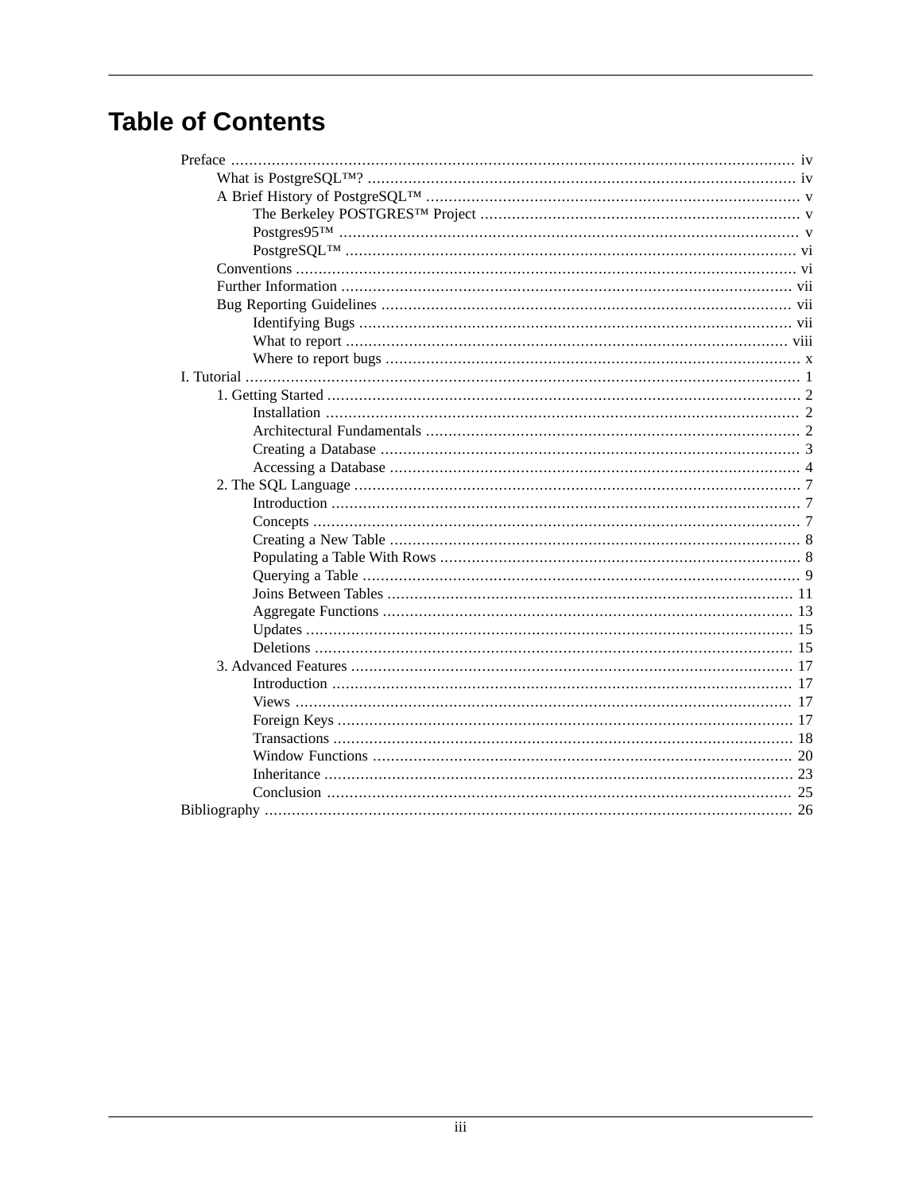# Table of Contents

- Preface ... iv
  - What is PostgreSQL™? ... iv
  - A Brief History of PostgreSQL™ ... v
    - The Berkeley POSTGRES™ Project ... v
    - Postgres95™ ... v
    - PostgreSQL™ ... vi
  - Conventions ... vi
  - Further Information ... vii
  - Bug Reporting Guidelines ... vii
    - Identifying Bugs ... vii
    - What to report ... viii
    - Where to report bugs ... x
- I. Tutorial ... 1
  - 1. Getting Started ... 2
    - Installation ... 2
    - Architectural Fundamentals ... 2
    - Creating a Database ... 3
    - Accessing a Database ... 4
  - 2. The SQL Language ... 7
    - Introduction ... 7
    - Concepts ... 7
    - Creating a New Table ... 8
    - Populating a Table With Rows ... 8
    - Querying a Table ... 9
    - Joins Between Tables ... 11
    - Aggregate Functions ... 13
    - Updates ... 15
    - Deletions ... 15
  - 3. Advanced Features ... 17
    - Introduction ... 17
    - Views ... 17
    - Foreign Keys ... 17
    - Transactions ... 18
    - Window Functions ... 20
    - Inheritance ... 23
    - Conclusion ... 25
- Bibliography ... 26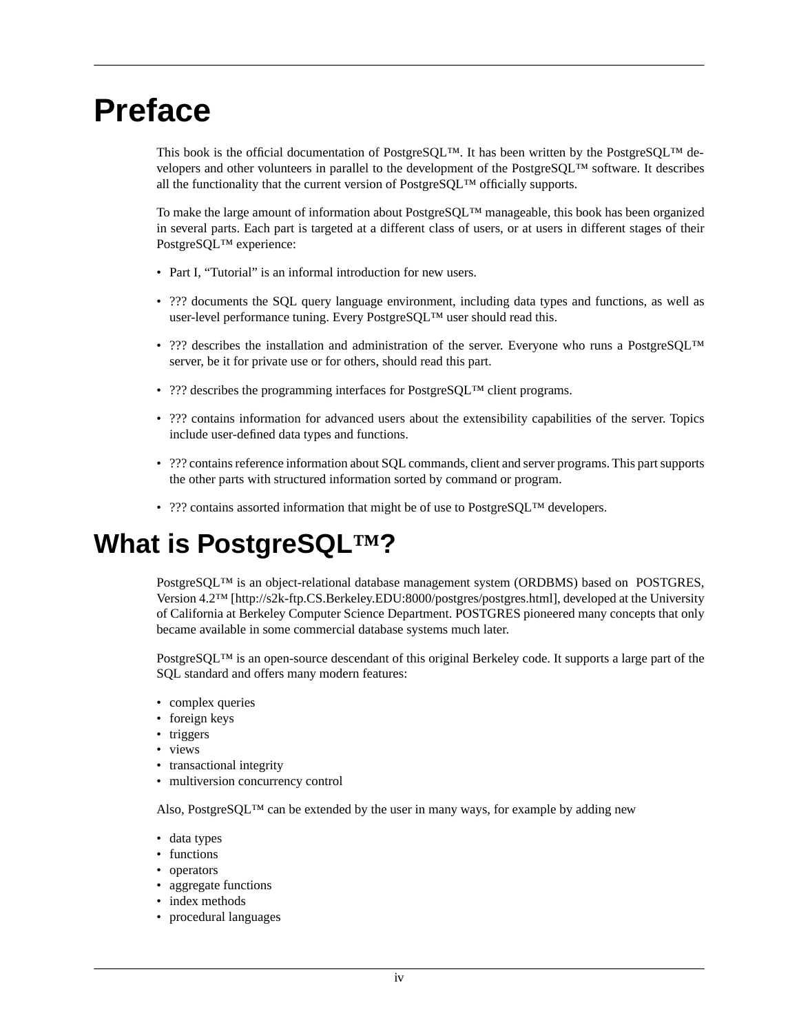# Preface

This book is the official documentation of PostgreSQL™. It has been written by the PostgreSQL™ developers and other volunteers in parallel to the development of the PostgreSQL™ software. It describes all the functionality that the current version of PostgreSQL™ officially supports.

To make the large amount of information about PostgreSQL™ manageable, this book has been organized in several parts. Each part is targeted at a different class of users, or at users in different stages of their PostgreSQL™ experience:

- Part I, “Tutorial” is an informal introduction for new users.
- ??? documents the SQL query language environment, including data types and functions, as well as user-level performance tuning. Every PostgreSQL™ user should read this.
- ??? describes the installation and administration of the server. Everyone who runs a PostgreSQL™ server, be it for private use or for others, should read this part.
- ??? describes the programming interfaces for PostgreSQL™ client programs.
- ??? contains information for advanced users about the extensibility capabilities of the server. Topics include user-defined data types and functions.
- ??? contains reference information about SQL commands, client and server programs. This part supports the other parts with structured information sorted by command or program.
- ??? contains assorted information that might be of use to PostgreSQL™ developers.

# What is PostgreSQL™?

PostgreSQL™ is an object-relational database management system (ORDBMS) based on POSTGRES, Version 4.2™ [http://s2k-ftp.CS.Berkeley.EDU:8000/postgres/postgres.html], developed at the University of California at Berkeley Computer Science Department. POSTGRES pioneered many concepts that only became available in some commercial database systems much later.

PostgreSQL™ is an open-source descendant of this original Berkeley code. It supports a large part of the SQL standard and offers many modern features:

- complex queries
- foreign keys
- triggers
- views
- transactional integrity
- multiversion concurrency control

Also, PostgreSQL™ can be extended by the user in many ways, for example by adding new

- data types
- functions
- operators
- aggregate functions
- index methods
- procedural languages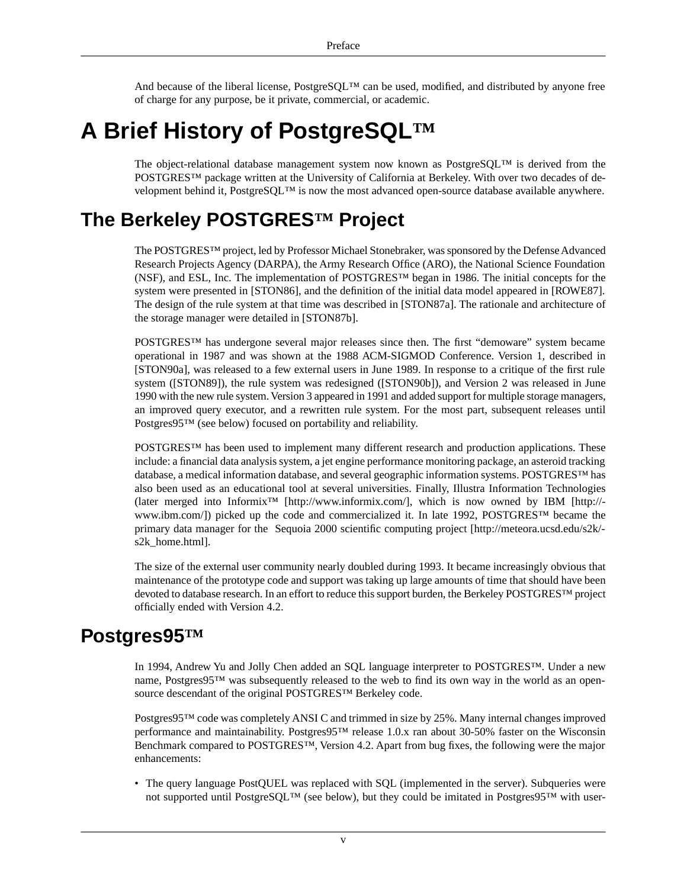And because of the liberal license, PostgreSQL™ can be used, modified, and distributed by anyone free of charge for any purpose, be it private, commercial, or academic.

# A Brief History of PostgreSQL™

The object-relational database management system now known as PostgreSQL™ is derived from the POSTGRES™ package written at the University of California at Berkeley. With over two decades of development behind it, PostgreSQL™ is now the most advanced open-source database available anywhere.

## The Berkeley POSTGRES™ Project

The POSTGRES™ project, led by Professor Michael Stonebraker, was sponsored by the Defense Advanced Research Projects Agency (DARPA), the Army Research Office (ARO), the National Science Foundation (NSF), and ESL, Inc. The implementation of POSTGRES™ began in 1986. The initial concepts for the system were presented in [STON86], and the definition of the initial data model appeared in [ROWE87]. The design of the rule system at that time was described in [STON87a]. The rationale and architecture of the storage manager were detailed in [STON87b].

POSTGRES™ has undergone several major releases since then. The first "demoware" system became operational in 1987 and was shown at the 1988 ACM-SIGMOD Conference. Version 1, described in [STON90a], was released to a few external users in June 1989. In response to a critique of the first rule system ([STON89]), the rule system was redesigned ([STON90b]), and Version 2 was released in June 1990 with the new rule system. Version 3 appeared in 1991 and added support for multiple storage managers, an improved query executor, and a rewritten rule system. For the most part, subsequent releases until Postgres95™ (see below) focused on portability and reliability.

POSTGRES™ has been used to implement many different research and production applications. These include: a financial data analysis system, a jet engine performance monitoring package, an asteroid tracking database, a medical information database, and several geographic information systems. POSTGRES™ has also been used as an educational tool at several universities. Finally, Illustra Information Technologies (later merged into Informix™ [http://www.informix.com/], which is now owned by IBM [http://www.ibm.com/]) picked up the code and commercialized it. In late 1992, POSTGRES™ became the primary data manager for the Sequoia 2000 scientific computing project [http://meteora.ucsd.edu/s2k/s2k_home.html].

The size of the external user community nearly doubled during 1993. It became increasingly obvious that maintenance of the prototype code and support was taking up large amounts of time that should have been devoted to database research. In an effort to reduce this support burden, the Berkeley POSTGRES™ project officially ended with Version 4.2.

## Postgres95™

In 1994, Andrew Yu and Jolly Chen added an SQL language interpreter to POSTGRES™. Under a new name, Postgres95™ was subsequently released to the web to find its own way in the world as an open-source descendant of the original POSTGRES™ Berkeley code.

Postgres95™ code was completely ANSI C and trimmed in size by 25%. Many internal changes improved performance and maintainability. Postgres95™ release 1.0.x ran about 30-50% faster on the Wisconsin Benchmark compared to POSTGRES™, Version 4.2. Apart from bug fixes, the following were the major enhancements:

- The query language PostQUEL was replaced with SQL (implemented in the server). Subqueries were not supported until PostgreSQL™ (see below), but they could be imitated in Postgres95™ with user-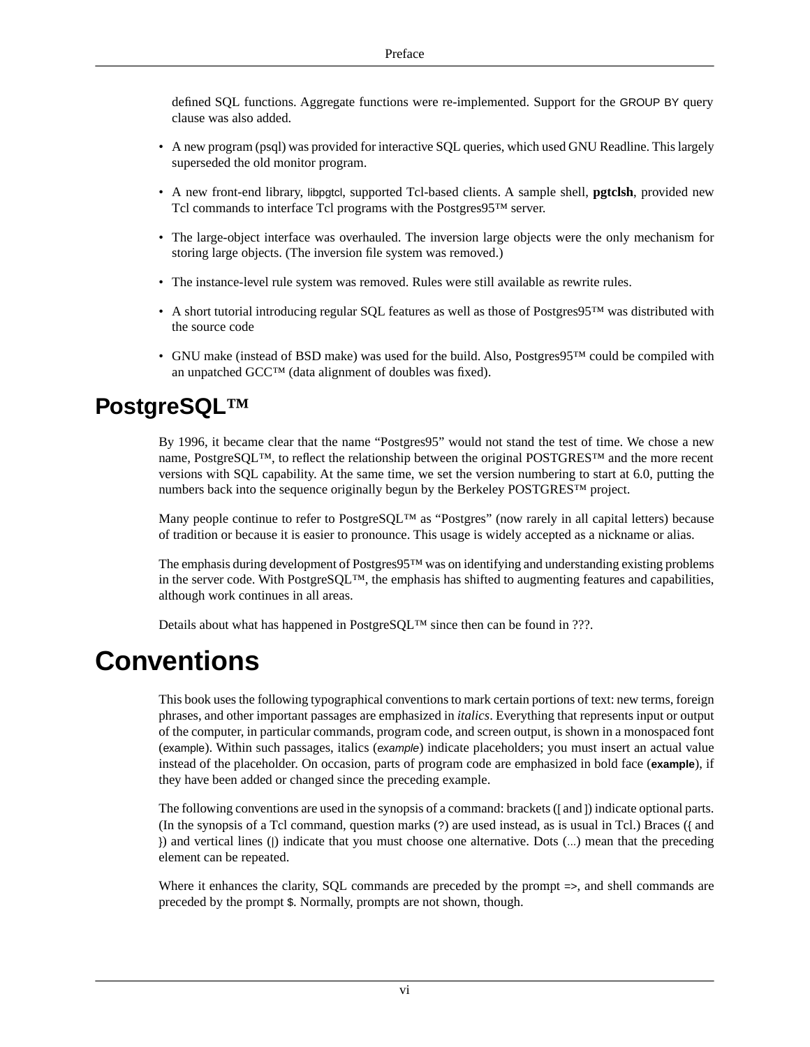defined SQL functions. Aggregate functions were re-implemented. Support for the `GROUP BY` query clause was also added.

- A new program (psql) was provided for interactive SQL queries, which used GNU Readline. This largely superseded the old monitor program.
- A new front-end library, `libpgtcl`, supported Tcl-based clients. A sample shell, **pgtclsh**, provided new Tcl commands to interface Tcl programs with the Postgres95™ server.
- The large-object interface was overhauled. The inversion large objects were the only mechanism for storing large objects. (The inversion file system was removed.)
- The instance-level rule system was removed. Rules were still available as rewrite rules.
- A short tutorial introducing regular SQL features as well as those of Postgres95™ was distributed with the source code
- GNU make (instead of BSD make) was used for the build. Also, Postgres95™ could be compiled with an unpatched GCC™ (data alignment of doubles was fixed).

## PostgreSQL™

By 1996, it became clear that the name "Postgres95" would not stand the test of time. We chose a new name, PostgreSQL™, to reflect the relationship between the original POSTGRES™ and the more recent versions with SQL capability. At the same time, we set the version numbering to start at 6.0, putting the numbers back into the sequence originally begun by the Berkeley POSTGRES™ project.

Many people continue to refer to PostgreSQL™ as "Postgres" (now rarely in all capital letters) because of tradition or because it is easier to pronounce. This usage is widely accepted as a nickname or alias.

The emphasis during development of Postgres95™ was on identifying and understanding existing problems in the server code. With PostgreSQL™, the emphasis has shifted to augmenting features and capabilities, although work continues in all areas.

Details about what has happened in PostgreSQL™ since then can be found in ???.

# Conventions

This book uses the following typographical conventions to mark certain portions of text: new terms, foreign phrases, and other important passages are emphasized in *italics*. Everything that represents input or output of the computer, in particular commands, program code, and screen output, is shown in a monospaced font (`example`). Within such passages, italics (*`example`*) indicate placeholders; you must insert an actual value instead of the placeholder. On occasion, parts of program code are emphasized in bold face (**`example`**), if they have been added or changed since the preceding example.

The following conventions are used in the synopsis of a command: brackets (`[` and `]`) indicate optional parts. (In the synopsis of a Tcl command, question marks (`?`) are used instead, as is usual in Tcl.) Braces (`{` and `}`) and vertical lines (`|`) indicate that you must choose one alternative. Dots (`...`) mean that the preceding element can be repeated.

Where it enhances the clarity, SQL commands are preceded by the prompt `=>`, and shell commands are preceded by the prompt `$`. Normally, prompts are not shown, though.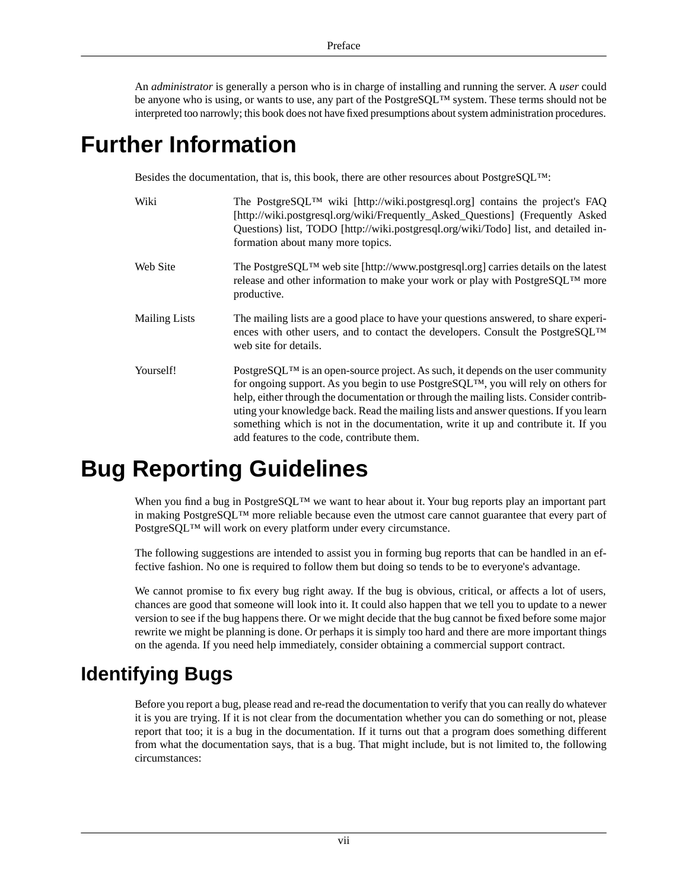An *administrator* is generally a person who is in charge of installing and running the server. A *user* could be anyone who is using, or wants to use, any part of the PostgreSQL™ system. These terms should not be interpreted too narrowly; this book does not have fixed presumptions about system administration procedures.

# Further Information

Besides the documentation, that is, this book, there are other resources about PostgreSQL™:

Wiki
: The PostgreSQL™ wiki [http://wiki.postgresql.org] contains the project's FAQ [http://wiki.postgresql.org/wiki/Frequently_Asked_Questions] (Frequently Asked Questions) list, TODO [http://wiki.postgresql.org/wiki/Todo] list, and detailed information about many more topics.

Web Site
: The PostgreSQL™ web site [http://www.postgresql.org] carries details on the latest release and other information to make your work or play with PostgreSQL™ more productive.

Mailing Lists
: The mailing lists are a good place to have your questions answered, to share experiences with other users, and to contact the developers. Consult the PostgreSQL™ web site for details.

Yourself!
: PostgreSQL™ is an open-source project. As such, it depends on the user community for ongoing support. As you begin to use PostgreSQL™, you will rely on others for help, either through the documentation or through the mailing lists. Consider contributing your knowledge back. Read the mailing lists and answer questions. If you learn something which is not in the documentation, write it up and contribute it. If you add features to the code, contribute them.

# Bug Reporting Guidelines

When you find a bug in PostgreSQL™ we want to hear about it. Your bug reports play an important part in making PostgreSQL™ more reliable because even the utmost care cannot guarantee that every part of PostgreSQL™ will work on every platform under every circumstance.

The following suggestions are intended to assist you in forming bug reports that can be handled in an effective fashion. No one is required to follow them but doing so tends to be to everyone's advantage.

We cannot promise to fix every bug right away. If the bug is obvious, critical, or affects a lot of users, chances are good that someone will look into it. It could also happen that we tell you to update to a newer version to see if the bug happens there. Or we might decide that the bug cannot be fixed before some major rewrite we might be planning is done. Or perhaps it is simply too hard and there are more important things on the agenda. If you need help immediately, consider obtaining a commercial support contract.

## Identifying Bugs

Before you report a bug, please read and re-read the documentation to verify that you can really do whatever it is you are trying. If it is not clear from the documentation whether you can do something or not, please report that too; it is a bug in the documentation. If it turns out that a program does something different from what the documentation says, that is a bug. That might include, but is not limited to, the following circumstances: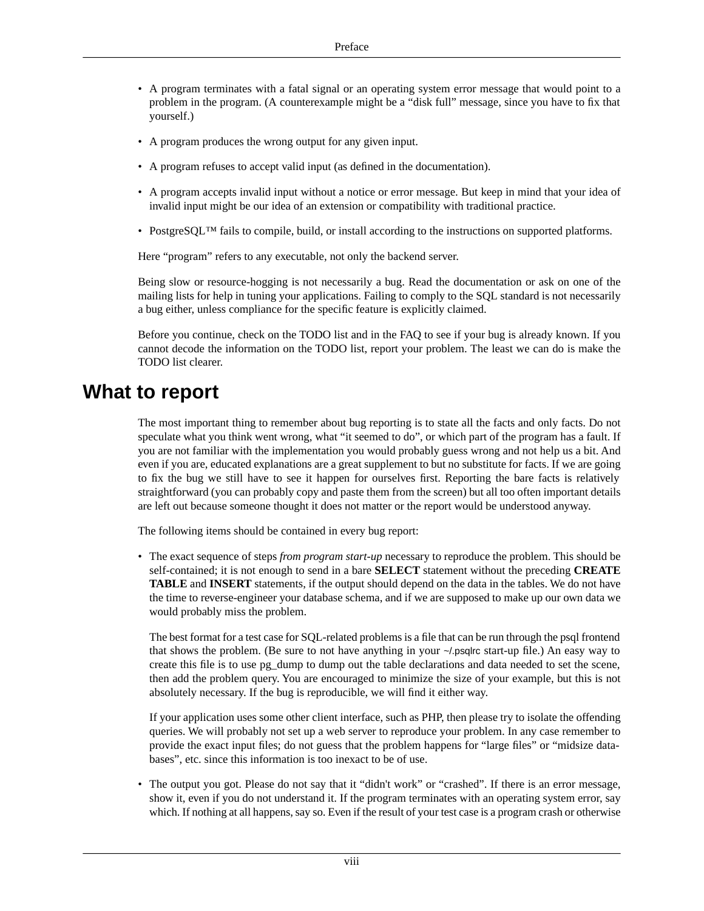- A program terminates with a fatal signal or an operating system error message that would point to a problem in the program. (A counterexample might be a "disk full" message, since you have to fix that yourself.)
- A program produces the wrong output for any given input.
- A program refuses to accept valid input (as defined in the documentation).
- A program accepts invalid input without a notice or error message. But keep in mind that your idea of invalid input might be our idea of an extension or compatibility with traditional practice.
- PostgreSQL™ fails to compile, build, or install according to the instructions on supported platforms.

Here "program" refers to any executable, not only the backend server.

Being slow or resource-hogging is not necessarily a bug. Read the documentation or ask on one of the mailing lists for help in tuning your applications. Failing to comply to the SQL standard is not necessarily a bug either, unless compliance for the specific feature is explicitly claimed.

Before you continue, check on the TODO list and in the FAQ to see if your bug is already known. If you cannot decode the information on the TODO list, report your problem. The least we can do is make the TODO list clearer.

## What to report

The most important thing to remember about bug reporting is to state all the facts and only facts. Do not speculate what you think went wrong, what "it seemed to do", or which part of the program has a fault. If you are not familiar with the implementation you would probably guess wrong and not help us a bit. And even if you are, educated explanations are a great supplement to but no substitute for facts. If we are going to fix the bug we still have to see it happen for ourselves first. Reporting the bare facts is relatively straightforward (you can probably copy and paste them from the screen) but all too often important details are left out because someone thought it does not matter or the report would be understood anyway.

The following items should be contained in every bug report:

- The exact sequence of steps *from program start-up* necessary to reproduce the problem. This should be self-contained; it is not enough to send in a bare **SELECT** statement without the preceding **CREATE TABLE** and **INSERT** statements, if the output should depend on the data in the tables. We do not have the time to reverse-engineer your database schema, and if we are supposed to make up our own data we would probably miss the problem.

  The best format for a test case for SQL-related problems is a file that can be run through the psql frontend that shows the problem. (Be sure to not have anything in your ~/.psqlrc start-up file.) An easy way to create this file is to use pg_dump to dump out the table declarations and data needed to set the scene, then add the problem query. You are encouraged to minimize the size of your example, but this is not absolutely necessary. If the bug is reproducible, we will find it either way.

  If your application uses some other client interface, such as PHP, then please try to isolate the offending queries. We will probably not set up a web server to reproduce your problem. In any case remember to provide the exact input files; do not guess that the problem happens for "large files" or "midsize databases", etc. since this information is too inexact to be of use.

- The output you got. Please do not say that it "didn't work" or "crashed". If there is an error message, show it, even if you do not understand it. If the program terminates with an operating system error, say which. If nothing at all happens, say so. Even if the result of your test case is a program crash or otherwise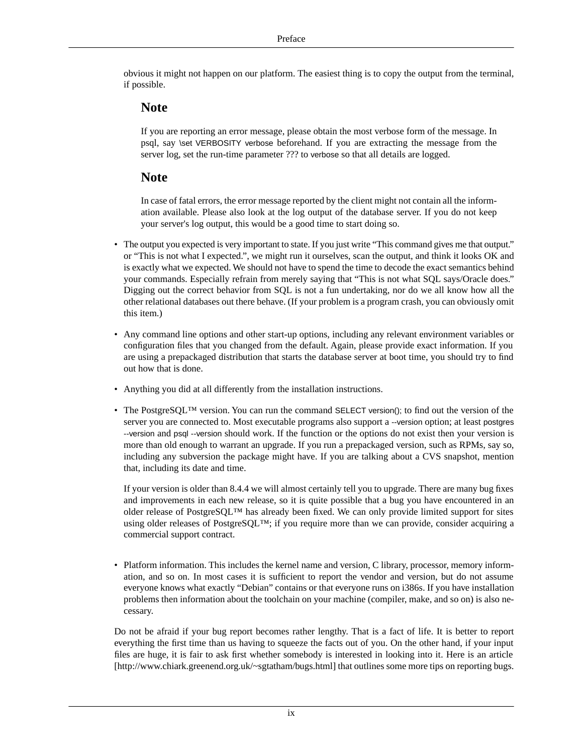obvious it might not happen on our platform. The easiest thing is to copy the output from the terminal, if possible.

### Note

If you are reporting an error message, please obtain the most verbose form of the message. In psql, say `\set VERBOSITY verbose` beforehand. If you are extracting the message from the server log, set the run-time parameter ??? to `verbose` so that all details are logged.

### Note

In case of fatal errors, the error message reported by the client might not contain all the information available. Please also look at the log output of the database server. If you do not keep your server's log output, this would be a good time to start doing so.

- The output you expected is very important to state. If you just write “This command gives me that output.” or “This is not what I expected.”, we might run it ourselves, scan the output, and think it looks OK and is exactly what we expected. We should not have to spend the time to decode the exact semantics behind your commands. Especially refrain from merely saying that “This is not what SQL says/Oracle does.” Digging out the correct behavior from SQL is not a fun undertaking, nor do we all know how all the other relational databases out there behave. (If your problem is a program crash, you can obviously omit this item.)

- Any command line options and other start-up options, including any relevant environment variables or configuration files that you changed from the default. Again, please provide exact information. If you are using a prepackaged distribution that starts the database server at boot time, you should try to find out how that is done.

- Anything you did at all differently from the installation instructions.

- The PostgreSQL™ version. You can run the command `SELECT version();` to find out the version of the server you are connected to. Most executable programs also support a `--version` option; at least `postgres --version` and `psql --version` should work. If the function or the options do not exist then your version is more than old enough to warrant an upgrade. If you run a prepackaged version, such as RPMs, say so, including any subversion the package might have. If you are talking about a CVS snapshot, mention that, including its date and time.

  If your version is older than 8.4.4 we will almost certainly tell you to upgrade. There are many bug fixes and improvements in each new release, so it is quite possible that a bug you have encountered in an older release of PostgreSQL™ has already been fixed. We can only provide limited support for sites using older releases of PostgreSQL™; if you require more than we can provide, consider acquiring a commercial support contract.

- Platform information. This includes the kernel name and version, C library, processor, memory information, and so on. In most cases it is sufficient to report the vendor and version, but do not assume everyone knows what exactly “Debian” contains or that everyone runs on i386s. If you have installation problems then information about the toolchain on your machine (compiler, make, and so on) is also necessary.

Do not be afraid if your bug report becomes rather lengthy. That is a fact of life. It is better to report everything the first time than us having to squeeze the facts out of you. On the other hand, if your input files are huge, it is fair to ask first whether somebody is interested in looking into it. Here is an article [http://www.chiark.greenend.org.uk/~sgtatham/bugs.html] that outlines some more tips on reporting bugs.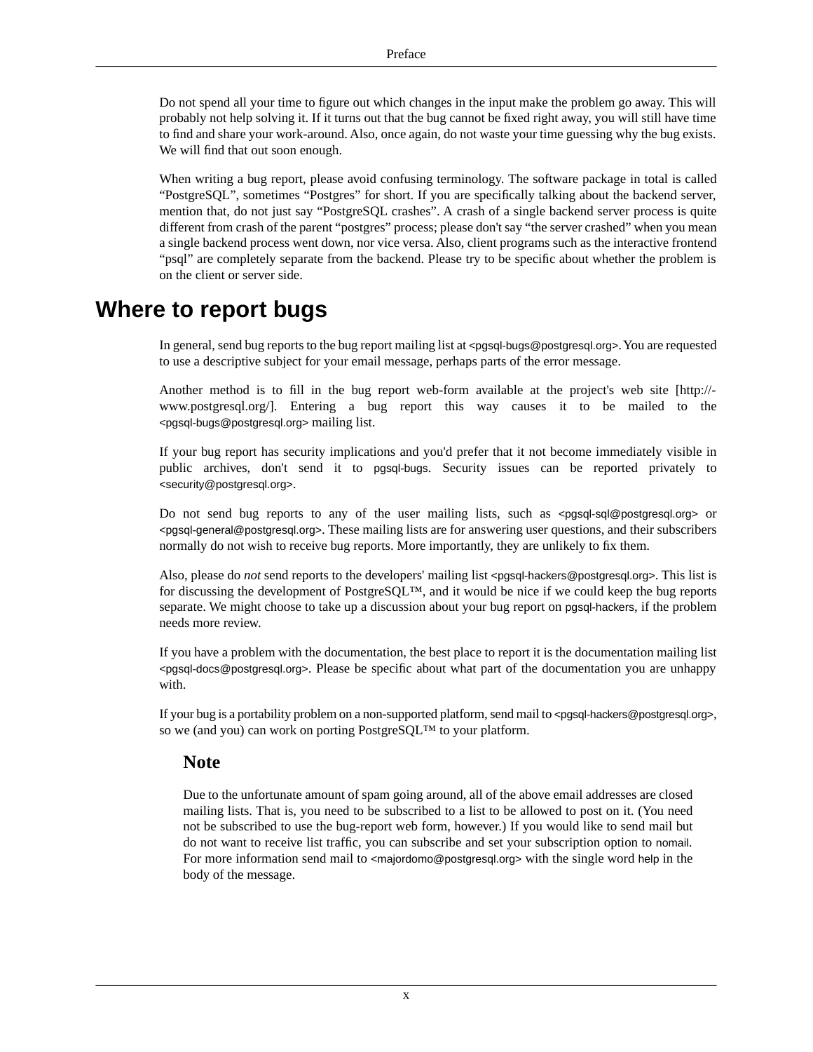Do not spend all your time to figure out which changes in the input make the problem go away. This will probably not help solving it. If it turns out that the bug cannot be fixed right away, you will still have time to find and share your work-around. Also, once again, do not waste your time guessing why the bug exists. We will find that out soon enough.

When writing a bug report, please avoid confusing terminology. The software package in total is called “PostgreSQL”, sometimes “Postgres” for short. If you are specifically talking about the backend server, mention that, do not just say “PostgreSQL crashes”. A crash of a single backend server process is quite different from crash of the parent “postgres” process; please don't say “the server crashed” when you mean a single backend process went down, nor vice versa. Also, client programs such as the interactive frontend “psql” are completely separate from the backend. Please try to be specific about whether the problem is on the client or server side.

# Where to report bugs

In general, send bug reports to the bug report mailing list at <pgsql-bugs@postgresql.org>. You are requested to use a descriptive subject for your email message, perhaps parts of the error message.

Another method is to fill in the bug report web-form available at the project's web site [http://www.postgresql.org/]. Entering a bug report this way causes it to be mailed to the <pgsql-bugs@postgresql.org> mailing list.

If your bug report has security implications and you'd prefer that it not become immediately visible in public archives, don't send it to pgsql-bugs. Security issues can be reported privately to <security@postgresql.org>.

Do not send bug reports to any of the user mailing lists, such as <pgsql-sql@postgresql.org> or <pgsql-general@postgresql.org>. These mailing lists are for answering user questions, and their subscribers normally do not wish to receive bug reports. More importantly, they are unlikely to fix them.

Also, please do *not* send reports to the developers' mailing list <pgsql-hackers@postgresql.org>. This list is for discussing the development of PostgreSQL™, and it would be nice if we could keep the bug reports separate. We might choose to take up a discussion about your bug report on pgsql-hackers, if the problem needs more review.

If you have a problem with the documentation, the best place to report it is the documentation mailing list <pgsql-docs@postgresql.org>. Please be specific about what part of the documentation you are unhappy with.

If your bug is a portability problem on a non-supported platform, send mail to <pgsql-hackers@postgresql.org>, so we (and you) can work on porting PostgreSQL™ to your platform.

### Note

Due to the unfortunate amount of spam going around, all of the above email addresses are closed mailing lists. That is, you need to be subscribed to a list to be allowed to post on it. (You need not be subscribed to use the bug-report web form, however.) If you would like to send mail but do not want to receive list traffic, you can subscribe and set your subscription option to nomail. For more information send mail to <majordomo@postgresql.org> with the single word help in the body of the message.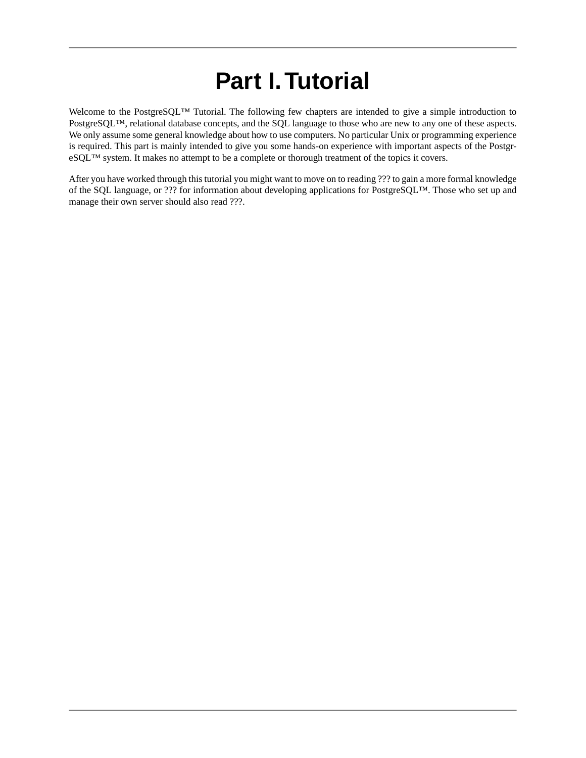# Part I. Tutorial

Welcome to the PostgreSQL™ Tutorial. The following few chapters are intended to give a simple introduction to PostgreSQL™, relational database concepts, and the SQL language to those who are new to any one of these aspects. We only assume some general knowledge about how to use computers. No particular Unix or programming experience is required. This part is mainly intended to give you some hands-on experience with important aspects of the PostgreSQL™ system. It makes no attempt to be a complete or thorough treatment of the topics it covers.

After you have worked through this tutorial you might want to move on to reading ??? to gain a more formal knowledge of the SQL language, or ??? for information about developing applications for PostgreSQL™. Those who set up and manage their own server should also read ???.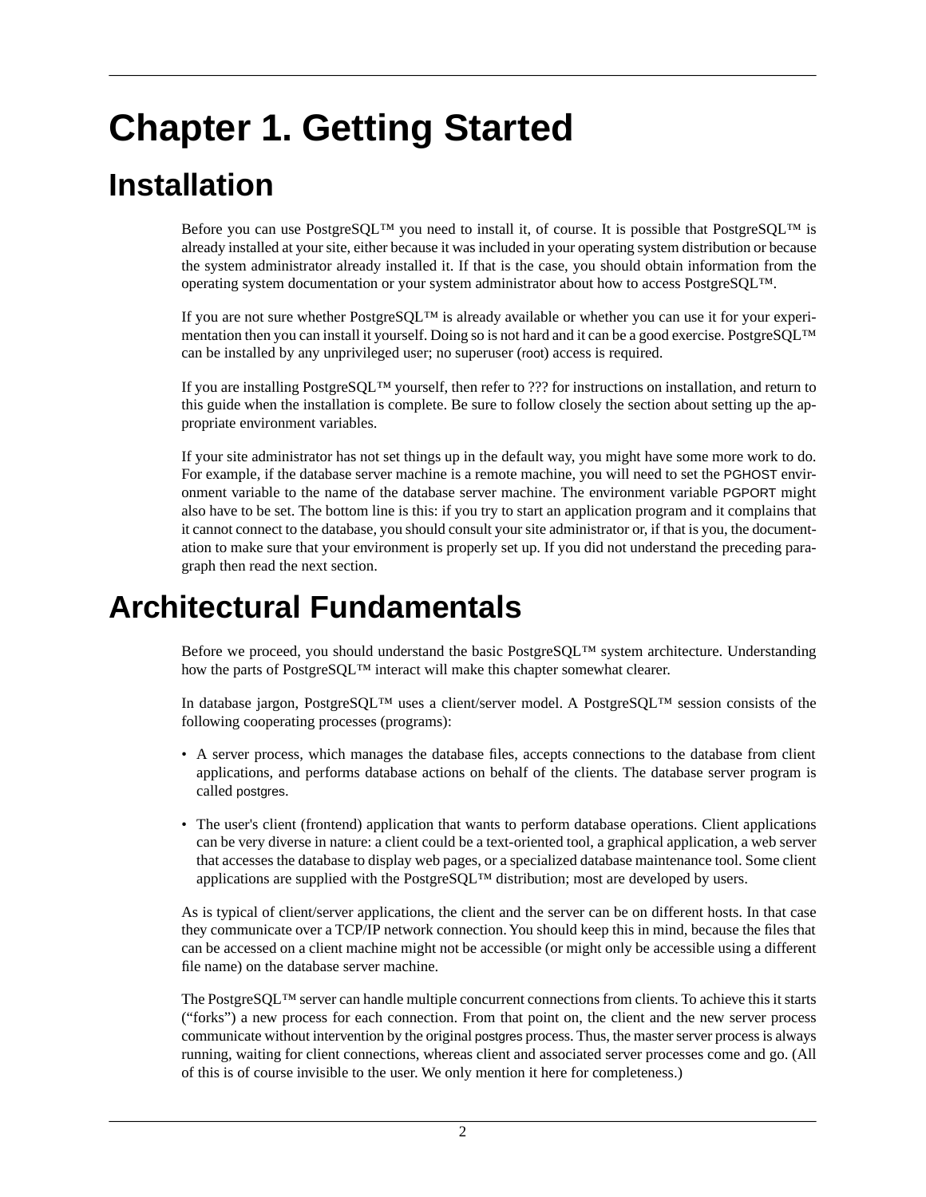# Chapter 1. Getting Started

## Installation

Before you can use PostgreSQL™ you need to install it, of course. It is possible that PostgreSQL™ is already installed at your site, either because it was included in your operating system distribution or because the system administrator already installed it. If that is the case, you should obtain information from the operating system documentation or your system administrator about how to access PostgreSQL™.

If you are not sure whether PostgreSQL™ is already available or whether you can use it for your experimentation then you can install it yourself. Doing so is not hard and it can be a good exercise. PostgreSQL™ can be installed by any unprivileged user; no superuser (root) access is required.

If you are installing PostgreSQL™ yourself, then refer to ??? for instructions on installation, and return to this guide when the installation is complete. Be sure to follow closely the section about setting up the appropriate environment variables.

If your site administrator has not set things up in the default way, you might have some more work to do. For example, if the database server machine is a remote machine, you will need to set the PGHOST environment variable to the name of the database server machine. The environment variable PGPORT might also have to be set. The bottom line is this: if you try to start an application program and it complains that it cannot connect to the database, you should consult your site administrator or, if that is you, the documentation to make sure that your environment is properly set up. If you did not understand the preceding paragraph then read the next section.

## Architectural Fundamentals

Before we proceed, you should understand the basic PostgreSQL™ system architecture. Understanding how the parts of PostgreSQL™ interact will make this chapter somewhat clearer.

In database jargon, PostgreSQL™ uses a client/server model. A PostgreSQL™ session consists of the following cooperating processes (programs):

- A server process, which manages the database files, accepts connections to the database from client applications, and performs database actions on behalf of the clients. The database server program is called postgres.
- The user's client (frontend) application that wants to perform database operations. Client applications can be very diverse in nature: a client could be a text-oriented tool, a graphical application, a web server that accesses the database to display web pages, or a specialized database maintenance tool. Some client applications are supplied with the PostgreSQL™ distribution; most are developed by users.

As is typical of client/server applications, the client and the server can be on different hosts. In that case they communicate over a TCP/IP network connection. You should keep this in mind, because the files that can be accessed on a client machine might not be accessible (or might only be accessible using a different file name) on the database server machine.

The PostgreSQL™ server can handle multiple concurrent connections from clients. To achieve this it starts ("forks") a new process for each connection. From that point on, the client and the new server process communicate without intervention by the original postgres process. Thus, the master server process is always running, waiting for client connections, whereas client and associated server processes come and go. (All of this is of course invisible to the user. We only mention it here for completeness.)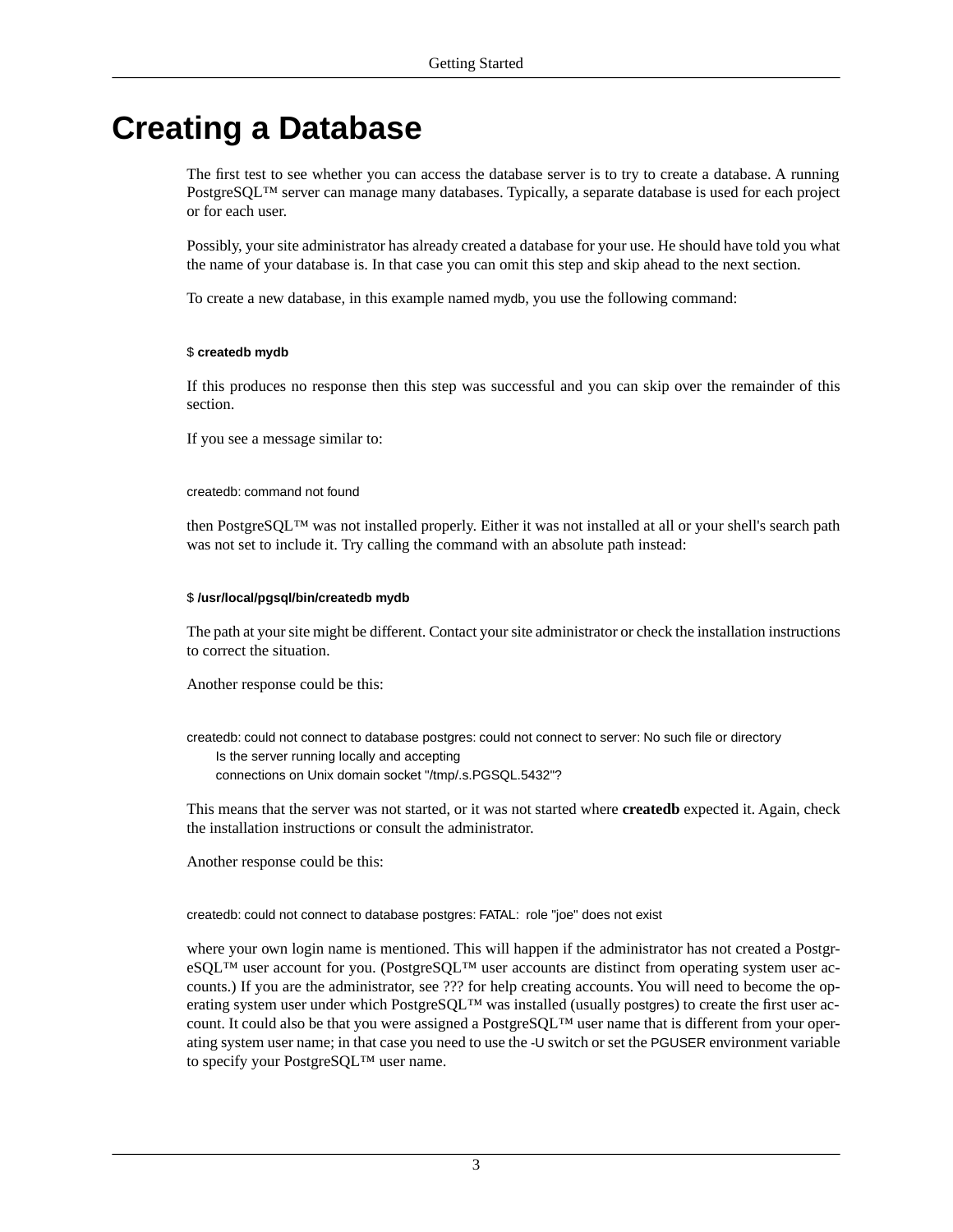# Creating a Database

The first test to see whether you can access the database server is to try to create a database. A running PostgreSQL™ server can manage many databases. Typically, a separate database is used for each project or for each user.

Possibly, your site administrator has already created a database for your use. He should have told you what the name of your database is. In that case you can omit this step and skip ahead to the next section.

To create a new database, in this example named `mydb`, you use the following command:

```
$ createdb mydb
```

If this produces no response then this step was successful and you can skip over the remainder of this section.

If you see a message similar to:

```
createdb: command not found
```

then PostgreSQL™ was not installed properly. Either it was not installed at all or your shell's search path was not set to include it. Try calling the command with an absolute path instead:

```
$ /usr/local/pgsql/bin/createdb mydb
```

The path at your site might be different. Contact your site administrator or check the installation instructions to correct the situation.

Another response could be this:

```
createdb: could not connect to database postgres: could not connect to server: No such file or directory
        Is the server running locally and accepting
        connections on Unix domain socket "/tmp/.s.PGSQL.5432"?
```

This means that the server was not started, or it was not started where **createdb** expected it. Again, check the installation instructions or consult the administrator.

Another response could be this:

```
createdb: could not connect to database postgres: FATAL:  role "joe" does not exist
```

where your own login name is mentioned. This will happen if the administrator has not created a PostgreSQL™ user account for you. (PostgreSQL™ user accounts are distinct from operating system user accounts.) If you are the administrator, see ??? for help creating accounts. You will need to become the operating system user under which PostgreSQL™ was installed (usually `postgres`) to create the first user account. It could also be that you were assigned a PostgreSQL™ user name that is different from your operating system user name; in that case you need to use the `-U` switch or set the `PGUSER` environment variable to specify your PostgreSQL™ user name.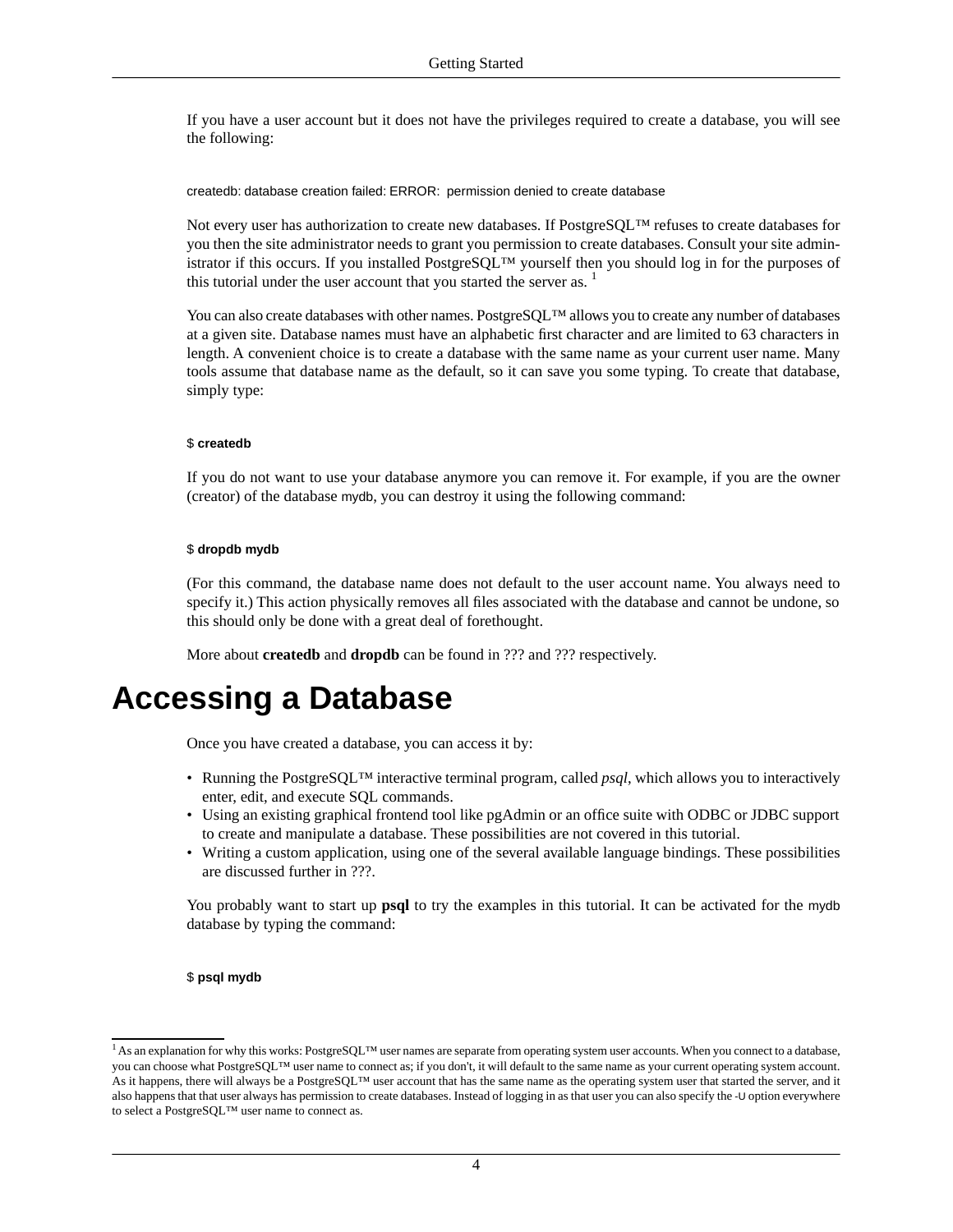If you have a user account but it does not have the privileges required to create a database, you will see the following:

```
createdb: database creation failed: ERROR:  permission denied to create database
```

Not every user has authorization to create new databases. If PostgreSQL™ refuses to create databases for you then the site administrator needs to grant you permission to create databases. Consult your site administrator if this occurs. If you installed PostgreSQL™ yourself then you should log in for the purposes of this tutorial under the user account that you started the server as. [1]

You can also create databases with other names. PostgreSQL™ allows you to create any number of databases at a given site. Database names must have an alphabetic first character and are limited to 63 characters in length. A convenient choice is to create a database with the same name as your current user name. Many tools assume that database name as the default, so it can save you some typing. To create that database, simply type:

```
$ createdb
```

If you do not want to use your database anymore you can remove it. For example, if you are the owner (creator) of the database `mydb`, you can destroy it using the following command:

```
$ dropdb mydb
```

(For this command, the database name does not default to the user account name. You always need to specify it.) This action physically removes all files associated with the database and cannot be undone, so this should only be done with a great deal of forethought.

More about **createdb** and **dropdb** can be found in ??? and ??? respectively.

# Accessing a Database

Once you have created a database, you can access it by:

- Running the PostgreSQL™ interactive terminal program, called *psql*, which allows you to interactively enter, edit, and execute SQL commands.
- Using an existing graphical frontend tool like pgAdmin or an office suite with ODBC or JDBC support to create and manipulate a database. These possibilities are not covered in this tutorial.
- Writing a custom application, using one of the several available language bindings. These possibilities are discussed further in ???.

You probably want to start up **psql** to try the examples in this tutorial. It can be activated for the `mydb` database by typing the command:

```
$ psql mydb
```

[1] As an explanation for why this works: PostgreSQL™ user names are separate from operating system user accounts. When you connect to a database, you can choose what PostgreSQL™ user name to connect as; if you don't, it will default to the same name as your current operating system account. As it happens, there will always be a PostgreSQL™ user account that has the same name as the operating system user that started the server, and it also happens that that user always has permission to create databases. Instead of logging in as that user you can also specify the `-U` option everywhere to select a PostgreSQL™ user name to connect as.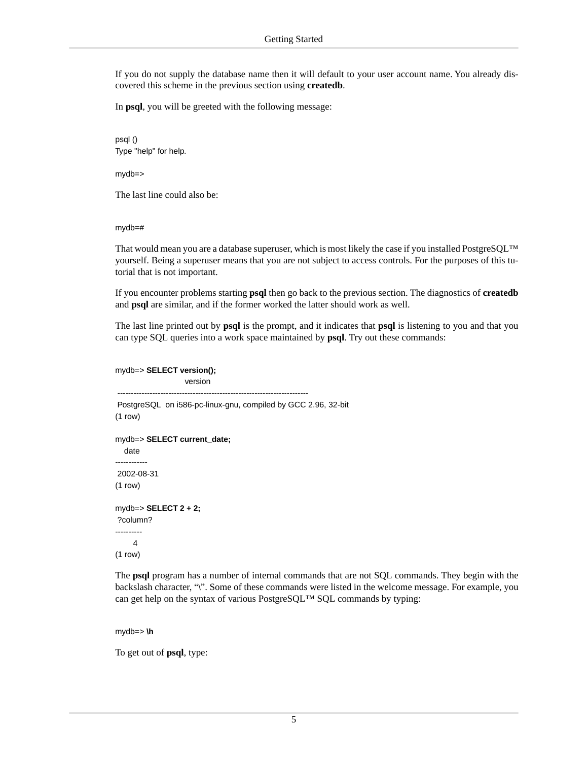If you do not supply the database name then it will default to your user account name. You already discovered this scheme in the previous section using **createdb**.

In **psql**, you will be greeted with the following message:

```
psql ()
Type "help" for help.

mydb=>
```

The last line could also be:

```
mydb=#
```

That would mean you are a database superuser, which is most likely the case if you installed PostgreSQL™ yourself. Being a superuser means that you are not subject to access controls. For the purposes of this tutorial that is not important.

If you encounter problems starting **psql** then go back to the previous section. The diagnostics of **createdb** and **psql** are similar, and if the former worked the latter should work as well.

The last line printed out by **psql** is the prompt, and it indicates that **psql** is listening to you and that you can type SQL queries into a work space maintained by **psql**. Try out these commands:

```
mydb=> SELECT version();
                    version
-----------------------------------------------------------------------
 PostgreSQL  on i586-pc-linux-gnu, compiled by GCC 2.96, 32-bit
(1 row)

mydb=> SELECT current_date;
    date
------------
 2002-08-31
(1 row)

mydb=> SELECT 2 + 2;
 ?column?
----------
        4
(1 row)
```

The **psql** program has a number of internal commands that are not SQL commands. They begin with the backslash character, "\". Some of these commands were listed in the welcome message. For example, you can get help on the syntax of various PostgreSQL™ SQL commands by typing:

```
mydb=> \h
```

To get out of **psql**, type: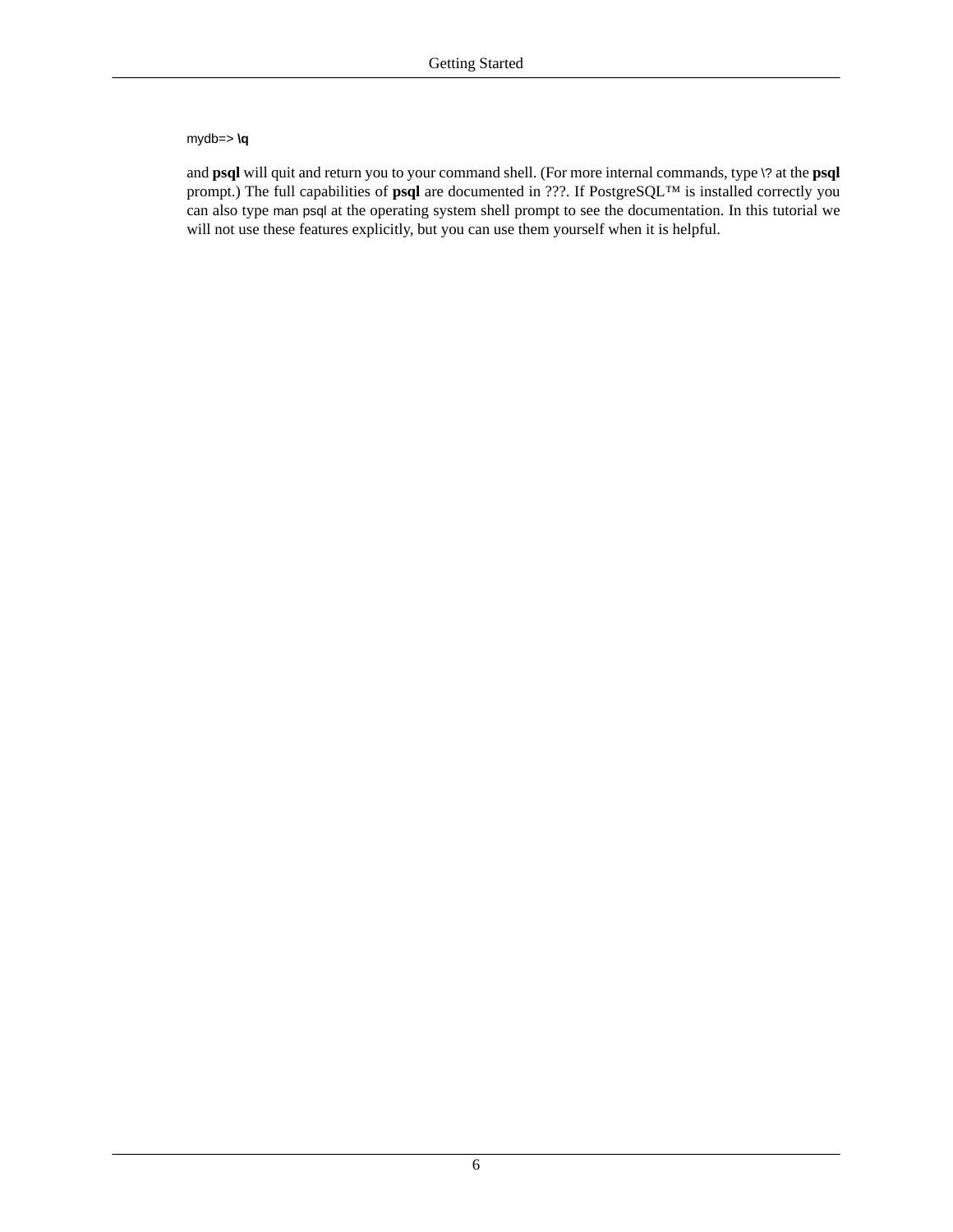```
mydb=> \q
```

and **psql** will quit and return you to your command shell. (For more internal commands, type `\?` at the **psql** prompt.) The full capabilities of **psql** are documented in ???. If PostgreSQL™ is installed correctly you can also type `man psql` at the operating system shell prompt to see the documentation. In this tutorial we will not use these features explicitly, but you can use them yourself when it is helpful.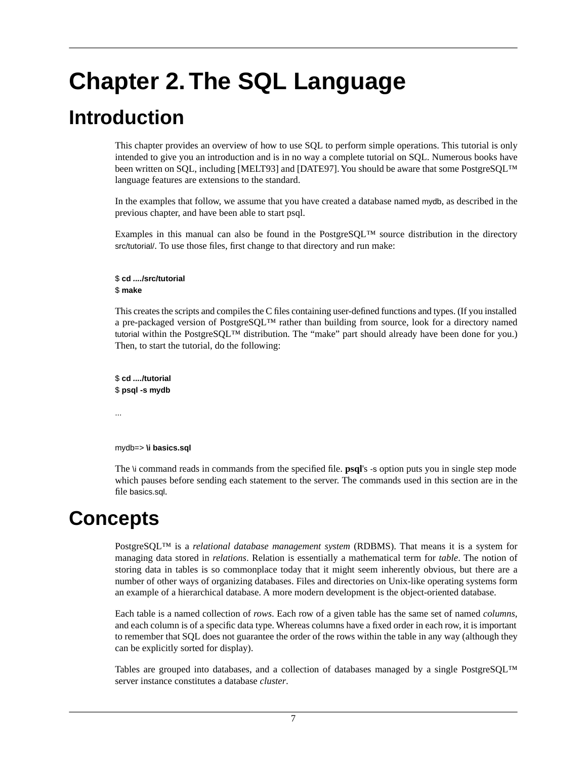# Chapter 2. The SQL Language

## Introduction

This chapter provides an overview of how to use SQL to perform simple operations. This tutorial is only intended to give you an introduction and is in no way a complete tutorial on SQL. Numerous books have been written on SQL, including [MELT93] and [DATE97]. You should be aware that some PostgreSQL™ language features are extensions to the standard.

In the examples that follow, we assume that you have created a database named `mydb`, as described in the previous chapter, and have been able to start psql.

Examples in this manual can also be found in the PostgreSQL™ source distribution in the directory `src/tutorial/`. To use those files, first change to that directory and run make:

```
$ cd ..../src/tutorial
$ make
```

This creates the scripts and compiles the C files containing user-defined functions and types. (If you installed a pre-packaged version of PostgreSQL™ rather than building from source, look for a directory named `tutorial` within the PostgreSQL™ distribution. The “make” part should already have been done for you.) Then, to start the tutorial, do the following:

```
$ cd ..../tutorial
$ psql -s mydb

...


mydb=> \i basics.sql
```

The `\i` command reads in commands from the specified file. **psql**'s `-s` option puts you in single step mode which pauses before sending each statement to the server. The commands used in this section are in the file `basics.sql`.

## Concepts

PostgreSQL™ is a *relational database management system* (RDBMS). That means it is a system for managing data stored in *relations*. Relation is essentially a mathematical term for *table*. The notion of storing data in tables is so commonplace today that it might seem inherently obvious, but there are a number of other ways of organizing databases. Files and directories on Unix-like operating systems form an example of a hierarchical database. A more modern development is the object-oriented database.

Each table is a named collection of *rows*. Each row of a given table has the same set of named *columns*, and each column is of a specific data type. Whereas columns have a fixed order in each row, it is important to remember that SQL does not guarantee the order of the rows within the table in any way (although they can be explicitly sorted for display).

Tables are grouped into databases, and a collection of databases managed by a single PostgreSQL™ server instance constitutes a database *cluster*.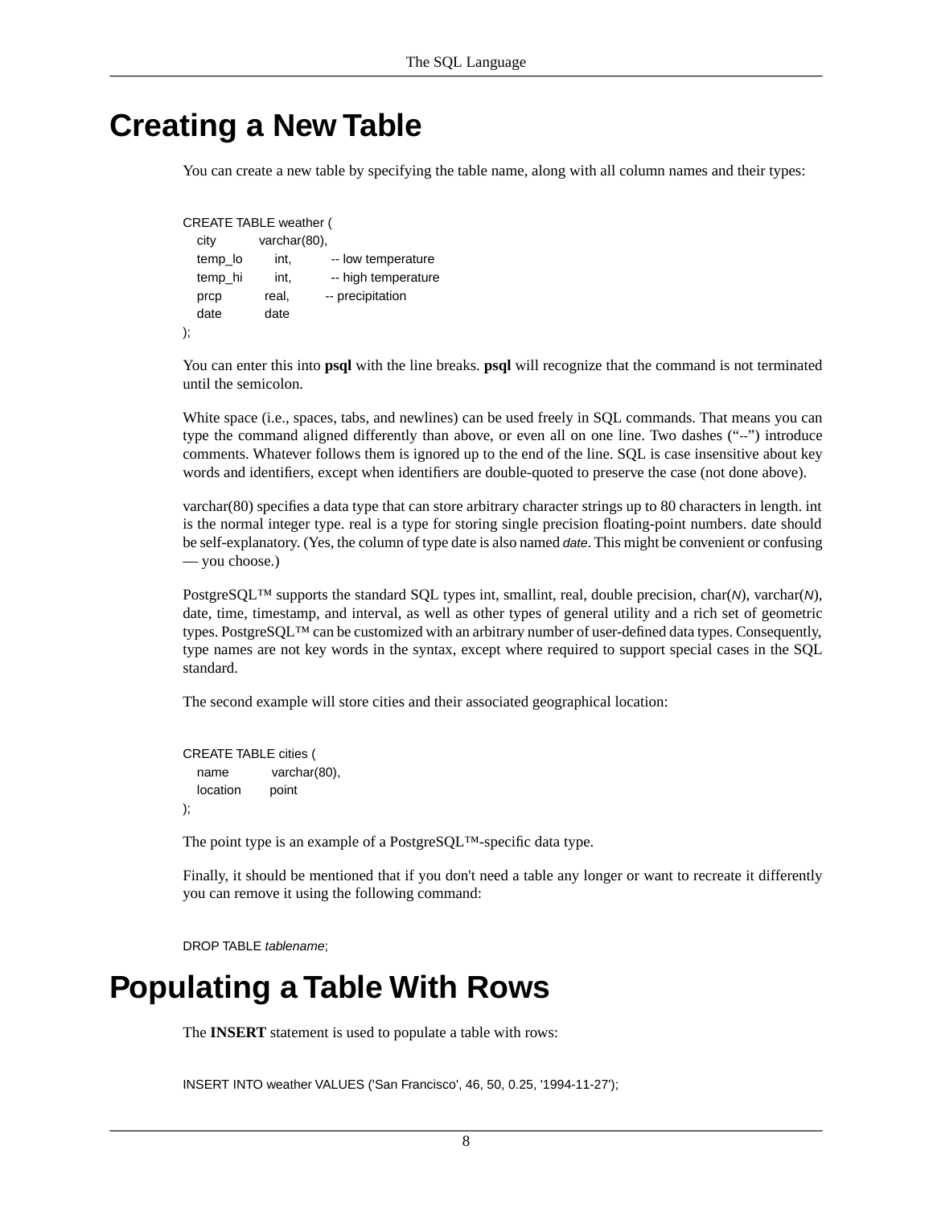# Creating a New Table

You can create a new table by specifying the table name, along with all column names and their types:

```
CREATE TABLE weather (
    city            varchar(80),
    temp_lo         int,           -- low temperature
    temp_hi         int,           -- high temperature
    prcp            real,          -- precipitation
    date            date
);
```

You can enter this into **psql** with the line breaks. **psql** will recognize that the command is not terminated until the semicolon.

White space (i.e., spaces, tabs, and newlines) can be used freely in SQL commands. That means you can type the command aligned differently than above, or even all on one line. Two dashes ("--") introduce comments. Whatever follows them is ignored up to the end of the line. SQL is case insensitive about key words and identifiers, except when identifiers are double-quoted to preserve the case (not done above).

varchar(80) specifies a data type that can store arbitrary character strings up to 80 characters in length. int is the normal integer type. real is a type for storing single precision floating-point numbers. date should be self-explanatory. (Yes, the column of type date is also named *date*. This might be convenient or confusing — you choose.)

PostgreSQL™ supports the standard SQL types int, smallint, real, double precision, char(*N*), varchar(*N*), date, time, timestamp, and interval, as well as other types of general utility and a rich set of geometric types. PostgreSQL™ can be customized with an arbitrary number of user-defined data types. Consequently, type names are not key words in the syntax, except where required to support special cases in the SQL standard.

The second example will store cities and their associated geographical location:

```
CREATE TABLE cities (
    name            varchar(80),
    location        point
);
```

The point type is an example of a PostgreSQL™-specific data type.

Finally, it should be mentioned that if you don't need a table any longer or want to recreate it differently you can remove it using the following command:

```
DROP TABLE tablename;
```

# Populating a Table With Rows

The **INSERT** statement is used to populate a table with rows:

```
INSERT INTO weather VALUES ('San Francisco', 46, 50, 0.25, '1994-11-27');
```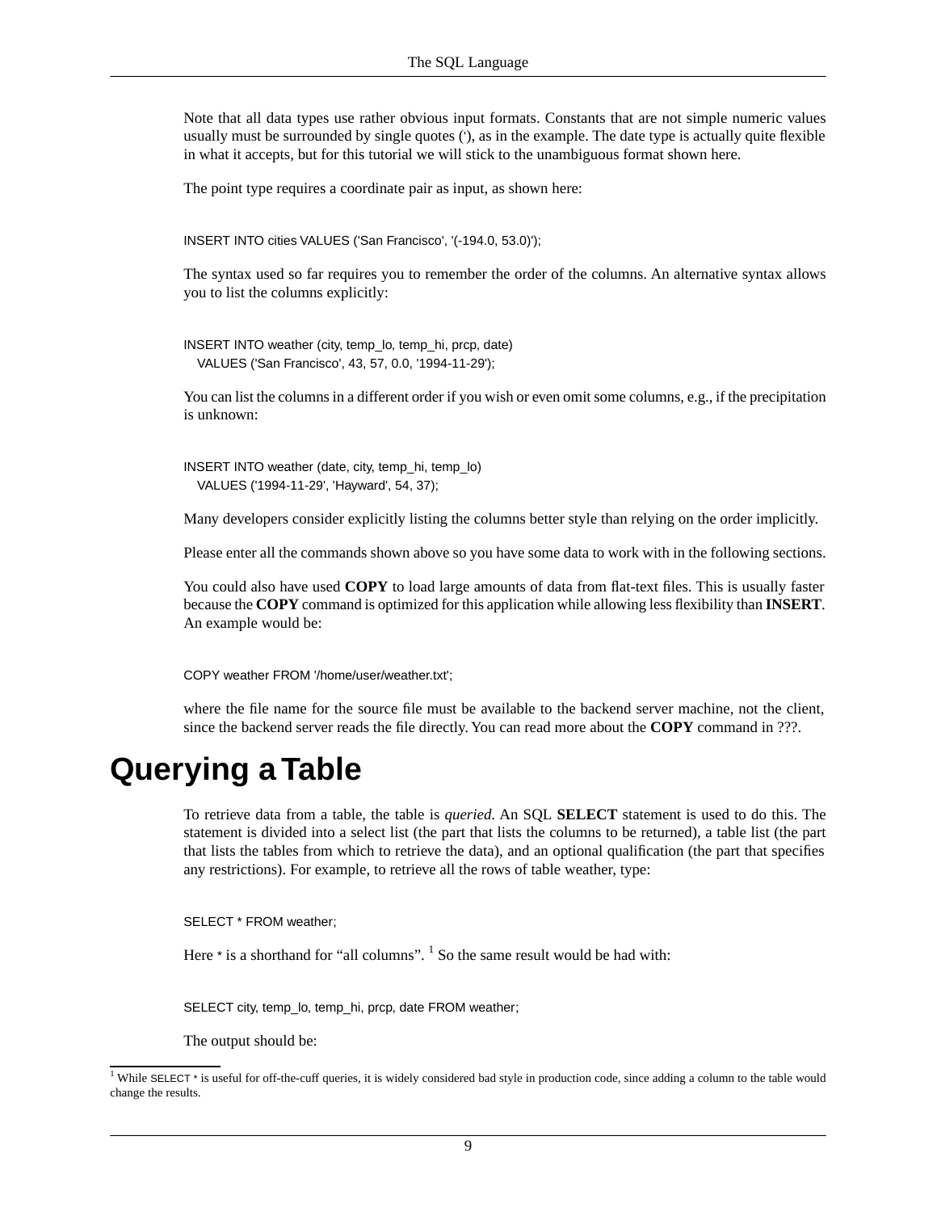Note that all data types use rather obvious input formats. Constants that are not simple numeric values usually must be surrounded by single quotes ('), as in the example. The date type is actually quite flexible in what it accepts, but for this tutorial we will stick to the unambiguous format shown here.

The point type requires a coordinate pair as input, as shown here:

```
INSERT INTO cities VALUES ('San Francisco', '(-194.0, 53.0)');
```

The syntax used so far requires you to remember the order of the columns. An alternative syntax allows you to list the columns explicitly:

```
INSERT INTO weather (city, temp_lo, temp_hi, prcp, date)
   VALUES ('San Francisco', 43, 57, 0.0, '1994-11-29');
```

You can list the columns in a different order if you wish or even omit some columns, e.g., if the precipitation is unknown:

```
INSERT INTO weather (date, city, temp_hi, temp_lo)
   VALUES ('1994-11-29', 'Hayward', 54, 37);
```

Many developers consider explicitly listing the columns better style than relying on the order implicitly.

Please enter all the commands shown above so you have some data to work with in the following sections.

You could also have used **COPY** to load large amounts of data from flat-text files. This is usually faster because the **COPY** command is optimized for this application while allowing less flexibility than **INSERT**. An example would be:

```
COPY weather FROM '/home/user/weather.txt';
```

where the file name for the source file must be available to the backend server machine, not the client, since the backend server reads the file directly. You can read more about the **COPY** command in ???.

# Querying a Table

To retrieve data from a table, the table is *queried*. An SQL **SELECT** statement is used to do this. The statement is divided into a select list (the part that lists the columns to be returned), a table list (the part that lists the tables from which to retrieve the data), and an optional qualification (the part that specifies any restrictions). For example, to retrieve all the rows of table weather, type:

```
SELECT * FROM weather;
```

Here `*` is a shorthand for "all columns". [1] So the same result would be had with:

```
SELECT city, temp_lo, temp_hi, prcp, date FROM weather;
```

The output should be:

---

[1] While `SELECT *` is useful for off-the-cuff queries, it is widely considered bad style in production code, since adding a column to the table would change the results.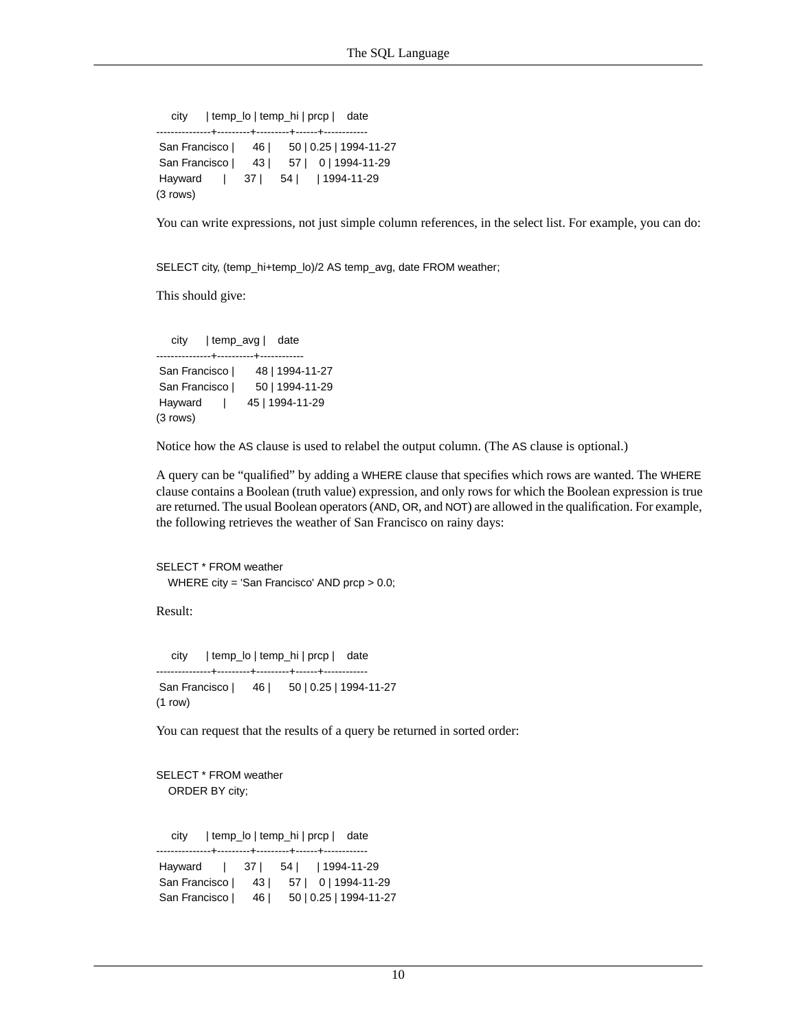```
     city      | temp_lo | temp_hi | prcp |    date
---------------+---------+---------+------+------------
 San Francisco |      46 |      50 | 0.25 | 1994-11-27
 San Francisco |      43 |      57 |    0 | 1994-11-29
 Hayward       |      37 |      54 |      | 1994-11-29
(3 rows)
```

You can write expressions, not just simple column references, in the select list. For example, you can do:

```
SELECT city, (temp_hi+temp_lo)/2 AS temp_avg, date FROM weather;
```

This should give:

```
     city      | temp_avg |    date
---------------+----------+------------
 San Francisco |       48 | 1994-11-27
 San Francisco |       50 | 1994-11-29
 Hayward       |       45 | 1994-11-29
(3 rows)
```

Notice how the AS clause is used to relabel the output column. (The AS clause is optional.)

A query can be "qualified" by adding a WHERE clause that specifies which rows are wanted. The WHERE clause contains a Boolean (truth value) expression, and only rows for which the Boolean expression is true are returned. The usual Boolean operators (AND, OR, and NOT) are allowed in the qualification. For example, the following retrieves the weather of San Francisco on rainy days:

```
SELECT * FROM weather
    WHERE city = 'San Francisco' AND prcp > 0.0;
```

Result:

```
     city      | temp_lo | temp_hi | prcp |    date
---------------+---------+---------+------+------------
 San Francisco |      46 |      50 | 0.25 | 1994-11-27
(1 row)
```

You can request that the results of a query be returned in sorted order:

```
SELECT * FROM weather
    ORDER BY city;
```

```
     city      | temp_lo | temp_hi | prcp |    date
---------------+---------+---------+------+------------
 Hayward       |      37 |      54 |      | 1994-11-29
 San Francisco |      43 |      57 |    0 | 1994-11-29
 San Francisco |      46 |      50 | 0.25 | 1994-11-27
```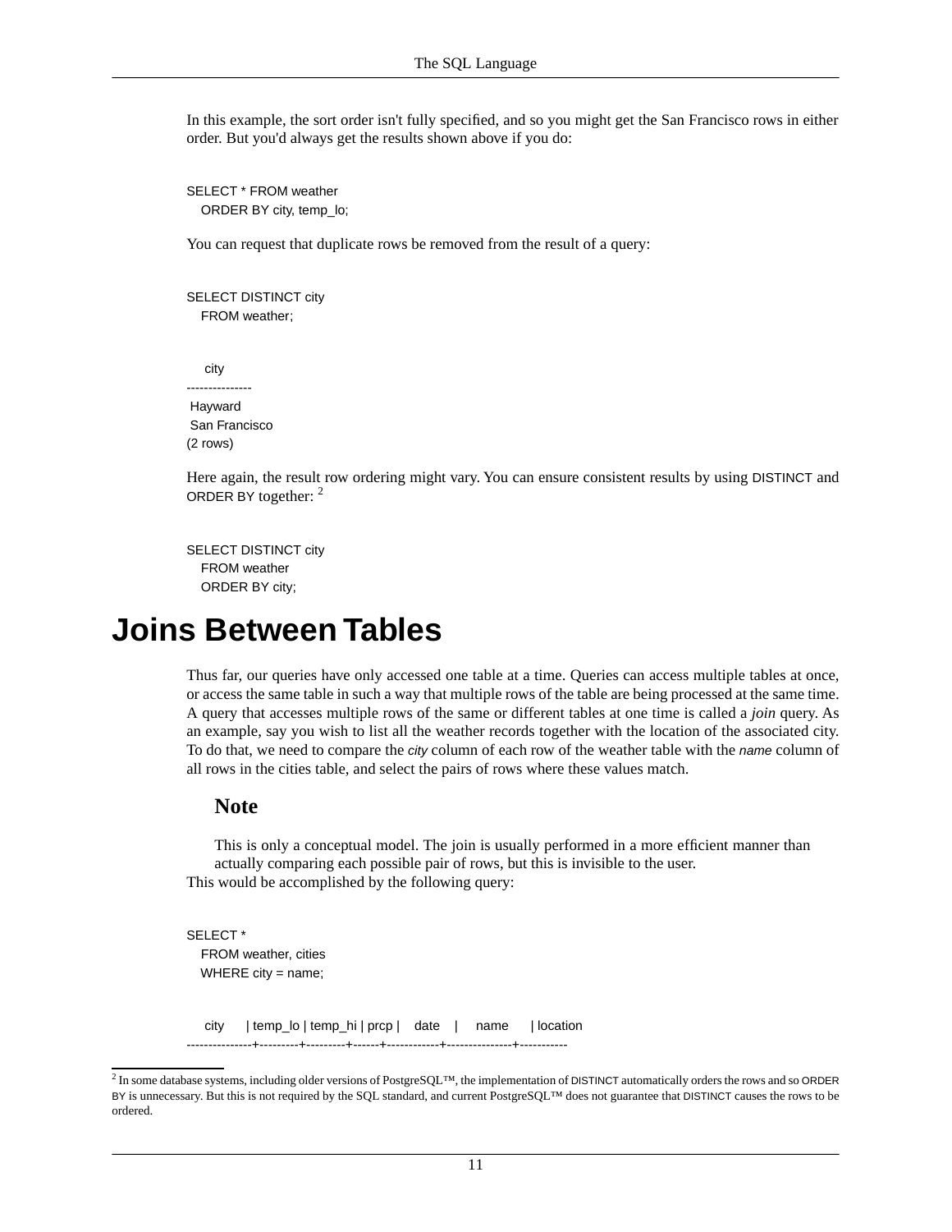In this example, the sort order isn't fully specified, and so you might get the San Francisco rows in either order. But you'd always get the results shown above if you do:

```
SELECT * FROM weather
    ORDER BY city, temp_lo;
```

You can request that duplicate rows be removed from the result of a query:

```
SELECT DISTINCT city
    FROM weather;
```

```
     city
---------------
 Hayward
 San Francisco
(2 rows)
```

Here again, the result row ordering might vary. You can ensure consistent results by using DISTINCT and ORDER BY together: [2]

```
SELECT DISTINCT city
    FROM weather
    ORDER BY city;
```

# Joins Between Tables

Thus far, our queries have only accessed one table at a time. Queries can access multiple tables at once, or access the same table in such a way that multiple rows of the table are being processed at the same time. A query that accesses multiple rows of the same or different tables at one time is called a *join* query. As an example, say you wish to list all the weather records together with the location of the associated city. To do that, we need to compare the *city* column of each row of the weather table with the *name* column of all rows in the cities table, and select the pairs of rows where these values match.

### Note

This is only a conceptual model. The join is usually performed in a more efficient manner than actually comparing each possible pair of rows, but this is invisible to the user.

This would be accomplished by the following query:

```
SELECT *
    FROM weather, cities
    WHERE city = name;
```

```
     city      | temp_lo | temp_hi | prcp |    date    |     name      | location
---------------+---------+---------+------+------------+---------------+-----------
```

[2] In some database systems, including older versions of PostgreSQL™, the implementation of DISTINCT automatically orders the rows and so ORDER BY is unnecessary. But this is not required by the SQL standard, and current PostgreSQL™ does not guarantee that DISTINCT causes the rows to be ordered.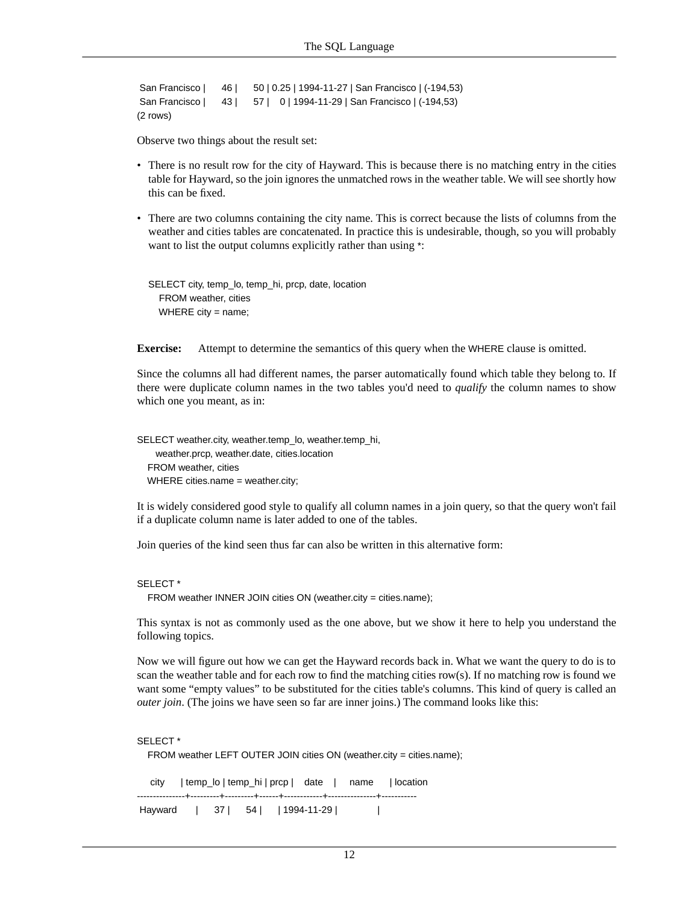```
 San Francisco |      46 |      50 | 0.25 | 1994-11-27 | San Francisco | (-194,53)
 San Francisco |      43 |      57 |    0 | 1994-11-29 | San Francisco | (-194,53)
(2 rows)
```

Observe two things about the result set:

- There is no result row for the city of Hayward. This is because there is no matching entry in the cities table for Hayward, so the join ignores the unmatched rows in the weather table. We will see shortly how this can be fixed.
- There are two columns containing the city name. This is correct because the lists of columns from the weather and cities tables are concatenated. In practice this is undesirable, though, so you will probably want to list the output columns explicitly rather than using `*`:

  ```
  SELECT city, temp_lo, temp_hi, prcp, date, location
      FROM weather, cities
      WHERE city = name;
  ```

**Exercise:** Attempt to determine the semantics of this query when the `WHERE` clause is omitted.

Since the columns all had different names, the parser automatically found which table they belong to. If there were duplicate column names in the two tables you'd need to *qualify* the column names to show which one you meant, as in:

```
SELECT weather.city, weather.temp_lo, weather.temp_hi,
       weather.prcp, weather.date, cities.location
    FROM weather, cities
    WHERE cities.name = weather.city;
```

It is widely considered good style to qualify all column names in a join query, so that the query won't fail if a duplicate column name is later added to one of the tables.

Join queries of the kind seen thus far can also be written in this alternative form:

```
SELECT *
    FROM weather INNER JOIN cities ON (weather.city = cities.name);
```

This syntax is not as commonly used as the one above, but we show it here to help you understand the following topics.

Now we will figure out how we can get the Hayward records back in. What we want the query to do is to scan the weather table and for each row to find the matching cities row(s). If no matching row is found we want some "empty values" to be substituted for the cities table's columns. This kind of query is called an *outer join*. (The joins we have seen so far are inner joins.) The command looks like this:

```
SELECT *
    FROM weather LEFT OUTER JOIN cities ON (weather.city = cities.name);

     city      | temp_lo | temp_hi | prcp |    date    |     name      | location
---------------+---------+---------+------+------------+---------------+-----------
 Hayward       |      37 |      54 |      | 1994-11-29 |               |
```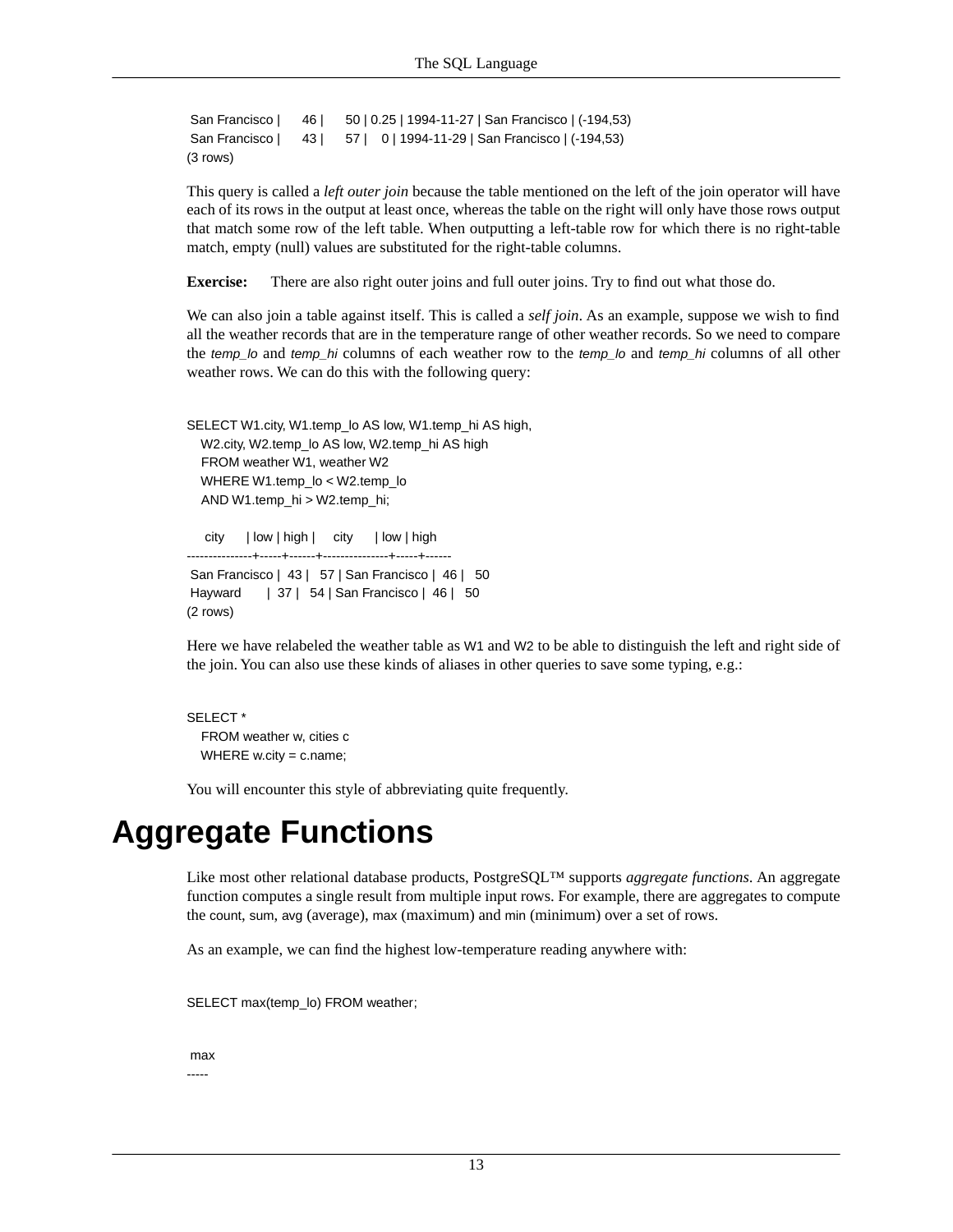```
 San Francisco |      46 |      50 | 0.25 | 1994-11-27 | San Francisco | (-194,53)
 San Francisco |      43 |      57 |    0 | 1994-11-29 | San Francisco | (-194,53)
(3 rows)
```

This query is called a *left outer join* because the table mentioned on the left of the join operator will have each of its rows in the output at least once, whereas the table on the right will only have those rows output that match some row of the left table. When outputting a left-table row for which there is no right-table match, empty (null) values are substituted for the right-table columns.

**Exercise:** There are also right outer joins and full outer joins. Try to find out what those do.

We can also join a table against itself. This is called a *self join*. As an example, suppose we wish to find all the weather records that are in the temperature range of other weather records. So we need to compare the *temp_lo* and *temp_hi* columns of each weather row to the *temp_lo* and *temp_hi* columns of all other weather rows. We can do this with the following query:

```
SELECT W1.city, W1.temp_lo AS low, W1.temp_hi AS high,
    W2.city, W2.temp_lo AS low, W2.temp_hi AS high
    FROM weather W1, weather W2
    WHERE W1.temp_lo < W2.temp_lo
    AND W1.temp_hi > W2.temp_hi;

     city      | low | high |     city      | low | high
---------------+-----+------+---------------+-----+------
 San Francisco |  43 |   57 | San Francisco |  46 |   50
 Hayward       |  37 |   54 | San Francisco |  46 |   50
(2 rows)
```

Here we have relabeled the weather table as W1 and W2 to be able to distinguish the left and right side of the join. You can also use these kinds of aliases in other queries to save some typing, e.g.:

```
SELECT *
    FROM weather w, cities c
    WHERE w.city = c.name;
```

You will encounter this style of abbreviating quite frequently.

# Aggregate Functions

Like most other relational database products, PostgreSQL™ supports *aggregate functions*. An aggregate function computes a single result from multiple input rows. For example, there are aggregates to compute the count, sum, avg (average), max (maximum) and min (minimum) over a set of rows.

As an example, we can find the highest low-temperature reading anywhere with:

```
SELECT max(temp_lo) FROM weather;
```

```
 max
-----
```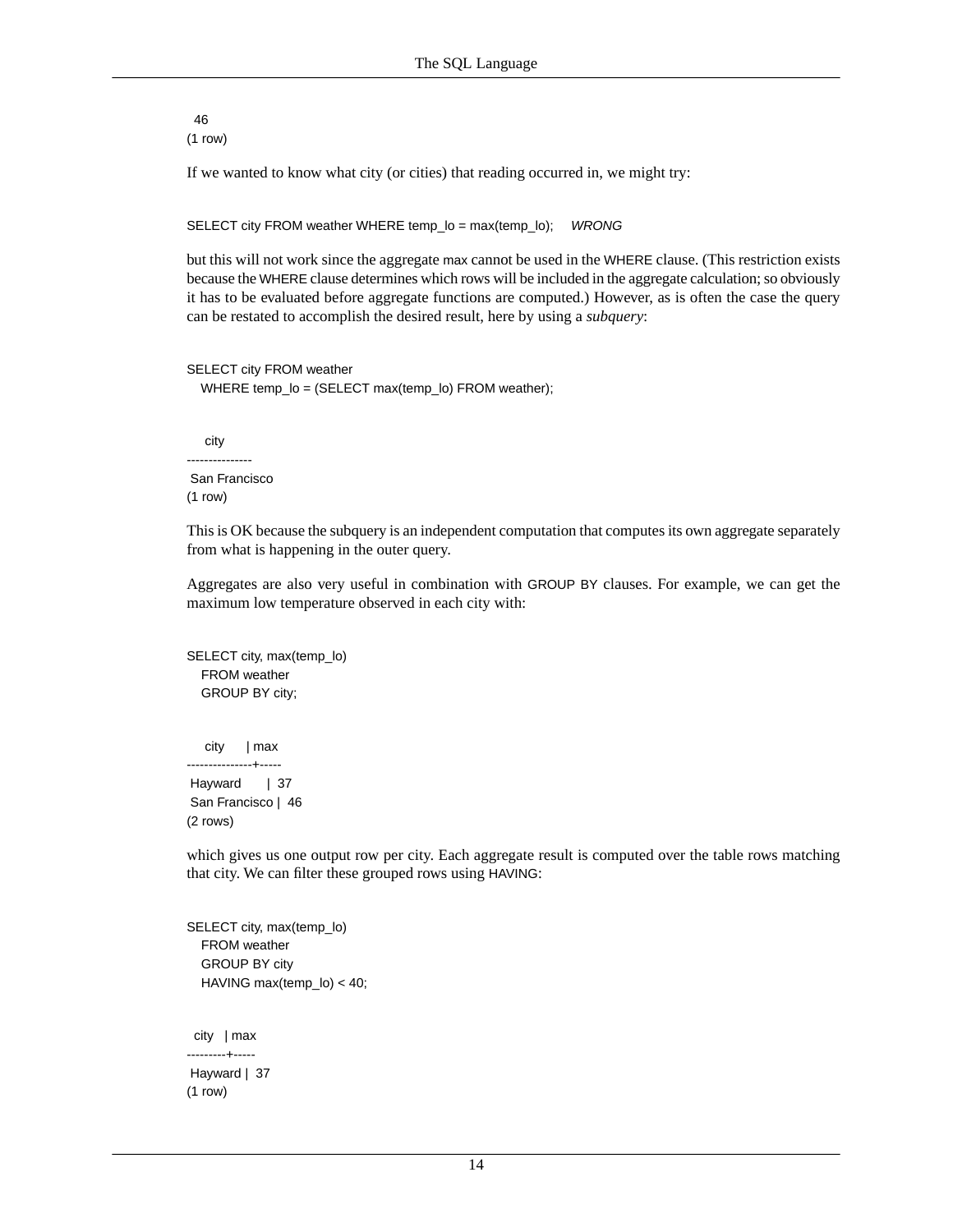```
  46
(1 row)
```

If we wanted to know what city (or cities) that reading occurred in, we might try:

```
SELECT city FROM weather WHERE temp_lo = max(temp_lo);     WRONG
```

but this will not work since the aggregate max cannot be used in the WHERE clause. (This restriction exists because the WHERE clause determines which rows will be included in the aggregate calculation; so obviously it has to be evaluated before aggregate functions are computed.) However, as is often the case the query can be restated to accomplish the desired result, here by using a *subquery*:

```
SELECT city FROM weather
    WHERE temp_lo = (SELECT max(temp_lo) FROM weather);
```

```
     city
---------------
 San Francisco
(1 row)
```

This is OK because the subquery is an independent computation that computes its own aggregate separately from what is happening in the outer query.

Aggregates are also very useful in combination with GROUP BY clauses. For example, we can get the maximum low temperature observed in each city with:

```
SELECT city, max(temp_lo)
    FROM weather
    GROUP BY city;
```

```
     city      | max
---------------+-----
 Hayward       |  37
 San Francisco |  46
(2 rows)
```

which gives us one output row per city. Each aggregate result is computed over the table rows matching that city. We can filter these grouped rows using HAVING:

```
SELECT city, max(temp_lo)
    FROM weather
    GROUP BY city
    HAVING max(temp_lo) < 40;
```

```
  city   | max
---------+-----
 Hayward |  37
(1 row)
```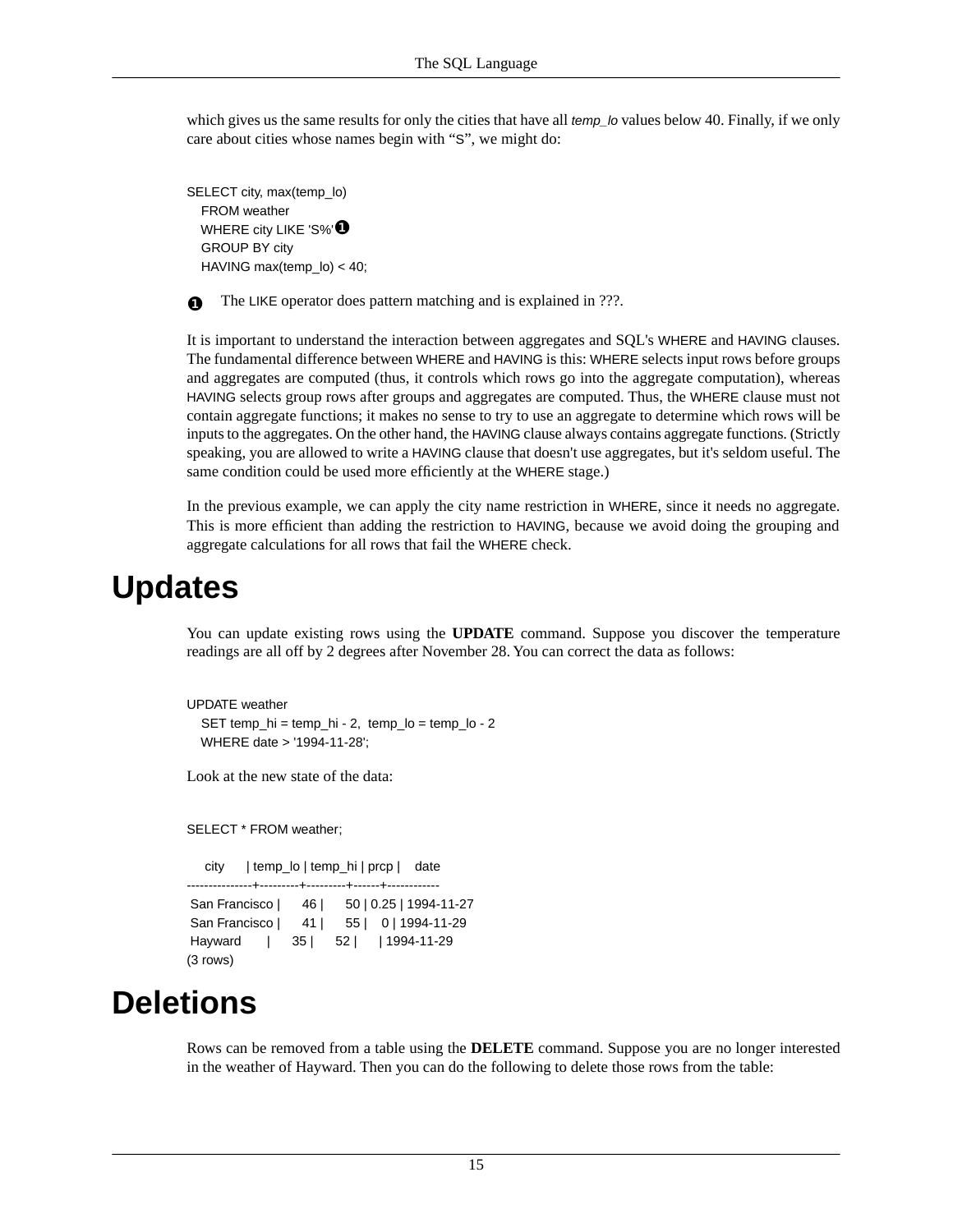which gives us the same results for only the cities that have all *temp_lo* values below 40. Finally, if we only care about cities whose names begin with "S", we might do:

```
SELECT city, max(temp_lo)
   FROM weather
   WHERE city LIKE 'S%'❶
   GROUP BY city
   HAVING max(temp_lo) < 40;
```

❶ The LIKE operator does pattern matching and is explained in ???.

It is important to understand the interaction between aggregates and SQL's WHERE and HAVING clauses. The fundamental difference between WHERE and HAVING is this: WHERE selects input rows before groups and aggregates are computed (thus, it controls which rows go into the aggregate computation), whereas HAVING selects group rows after groups and aggregates are computed. Thus, the WHERE clause must not contain aggregate functions; it makes no sense to try to use an aggregate to determine which rows will be inputs to the aggregates. On the other hand, the HAVING clause always contains aggregate functions. (Strictly speaking, you are allowed to write a HAVING clause that doesn't use aggregates, but it's seldom useful. The same condition could be used more efficiently at the WHERE stage.)

In the previous example, we can apply the city name restriction in WHERE, since it needs no aggregate. This is more efficient than adding the restriction to HAVING, because we avoid doing the grouping and aggregate calculations for all rows that fail the WHERE check.

# Updates

You can update existing rows using the **UPDATE** command. Suppose you discover the temperature readings are all off by 2 degrees after November 28. You can correct the data as follows:

```
UPDATE weather
   SET temp_hi = temp_hi - 2,  temp_lo = temp_lo - 2
   WHERE date > '1994-11-28';
```

Look at the new state of the data:

```
SELECT * FROM weather;

     city      | temp_lo | temp_hi | prcp |    date
---------------+---------+---------+------+------------
 San Francisco |      46 |      50 | 0.25 | 1994-11-27
 San Francisco |      41 |      55 |    0 | 1994-11-29
 Hayward       |      35 |      52 |      | 1994-11-29
(3 rows)
```

# Deletions

Rows can be removed from a table using the **DELETE** command. Suppose you are no longer interested in the weather of Hayward. Then you can do the following to delete those rows from the table: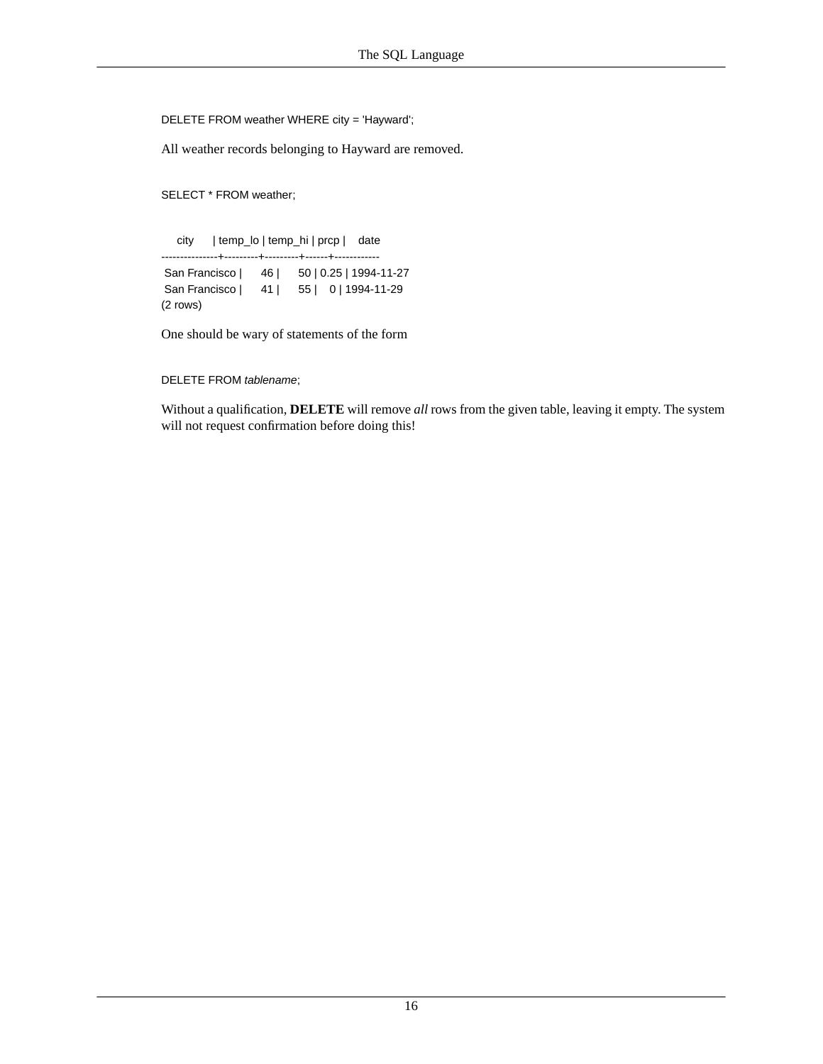```
DELETE FROM weather WHERE city = 'Hayward';
```

All weather records belonging to Hayward are removed.

```
SELECT * FROM weather;
```

```
     city      | temp_lo | temp_hi | prcp |    date
---------------+---------+---------+------+------------
 San Francisco |      46 |      50 | 0.25 | 1994-11-27
 San Francisco |      41 |      55 |    0 | 1994-11-29
(2 rows)
```

One should be wary of statements of the form

```
DELETE FROM tablename;
```

Without a qualification, **DELETE** will remove *all* rows from the given table, leaving it empty. The system will not request confirmation before doing this!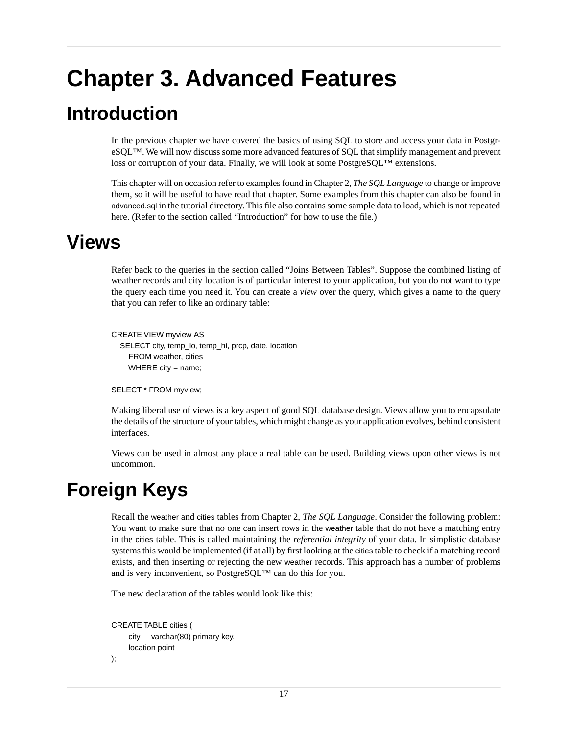# Chapter 3. Advanced Features

## Introduction

In the previous chapter we have covered the basics of using SQL to store and access your data in PostgreSQL™. We will now discuss some more advanced features of SQL that simplify management and prevent loss or corruption of your data. Finally, we will look at some PostgreSQL™ extensions.

This chapter will on occasion refer to examples found in Chapter 2, *The SQL Language* to change or improve them, so it will be useful to have read that chapter. Some examples from this chapter can also be found in advanced.sql in the tutorial directory. This file also contains some sample data to load, which is not repeated here. (Refer to the section called "Introduction" for how to use the file.)

## Views

Refer back to the queries in the section called "Joins Between Tables". Suppose the combined listing of weather records and city location is of particular interest to your application, but you do not want to type the query each time you need it. You can create a *view* over the query, which gives a name to the query that you can refer to like an ordinary table:

```
CREATE VIEW myview AS
    SELECT city, temp_lo, temp_hi, prcp, date, location
        FROM weather, cities
        WHERE city = name;

SELECT * FROM myview;
```

Making liberal use of views is a key aspect of good SQL database design. Views allow you to encapsulate the details of the structure of your tables, which might change as your application evolves, behind consistent interfaces.

Views can be used in almost any place a real table can be used. Building views upon other views is not uncommon.

## Foreign Keys

Recall the weather and cities tables from Chapter 2, *The SQL Language*. Consider the following problem: You want to make sure that no one can insert rows in the weather table that do not have a matching entry in the cities table. This is called maintaining the *referential integrity* of your data. In simplistic database systems this would be implemented (if at all) by first looking at the cities table to check if a matching record exists, and then inserting or rejecting the new weather records. This approach has a number of problems and is very inconvenient, so PostgreSQL™ can do this for you.

The new declaration of the tables would look like this:

```
CREATE TABLE cities (
        city     varchar(80) primary key,
        location point
);
```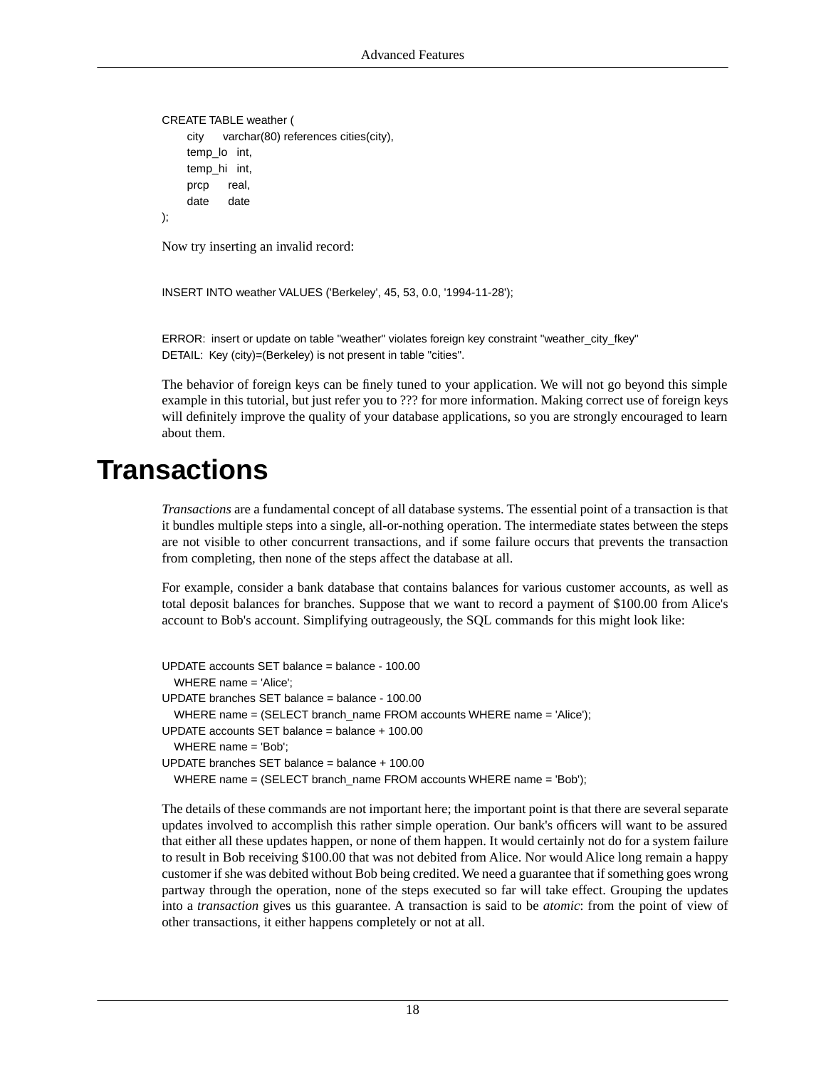```
CREATE TABLE weather (
        city      varchar(80) references cities(city),
        temp_lo   int,
        temp_hi   int,
        prcp      real,
        date      date
);
```

Now try inserting an invalid record:

```
INSERT INTO weather VALUES ('Berkeley', 45, 53, 0.0, '1994-11-28');
```

```
ERROR:  insert or update on table "weather" violates foreign key constraint "weather_city_fkey"
DETAIL:  Key (city)=(Berkeley) is not present in table "cities".
```

The behavior of foreign keys can be finely tuned to your application. We will not go beyond this simple example in this tutorial, but just refer you to ??? for more information. Making correct use of foreign keys will definitely improve the quality of your database applications, so you are strongly encouraged to learn about them.

# Transactions

*Transactions* are a fundamental concept of all database systems. The essential point of a transaction is that it bundles multiple steps into a single, all-or-nothing operation. The intermediate states between the steps are not visible to other concurrent transactions, and if some failure occurs that prevents the transaction from completing, then none of the steps affect the database at all.

For example, consider a bank database that contains balances for various customer accounts, as well as total deposit balances for branches. Suppose that we want to record a payment of $100.00 from Alice's account to Bob's account. Simplifying outrageously, the SQL commands for this might look like:

```
UPDATE accounts SET balance = balance - 100.00
    WHERE name = 'Alice';
UPDATE branches SET balance = balance - 100.00
    WHERE name = (SELECT branch_name FROM accounts WHERE name = 'Alice');
UPDATE accounts SET balance = balance + 100.00
    WHERE name = 'Bob';
UPDATE branches SET balance = balance + 100.00
    WHERE name = (SELECT branch_name FROM accounts WHERE name = 'Bob');
```

The details of these commands are not important here; the important point is that there are several separate updates involved to accomplish this rather simple operation. Our bank's officers will want to be assured that either all these updates happen, or none of them happen. It would certainly not do for a system failure to result in Bob receiving $100.00 that was not debited from Alice. Nor would Alice long remain a happy customer if she was debited without Bob being credited. We need a guarantee that if something goes wrong partway through the operation, none of the steps executed so far will take effect. Grouping the updates into a *transaction* gives us this guarantee. A transaction is said to be *atomic*: from the point of view of other transactions, it either happens completely or not at all.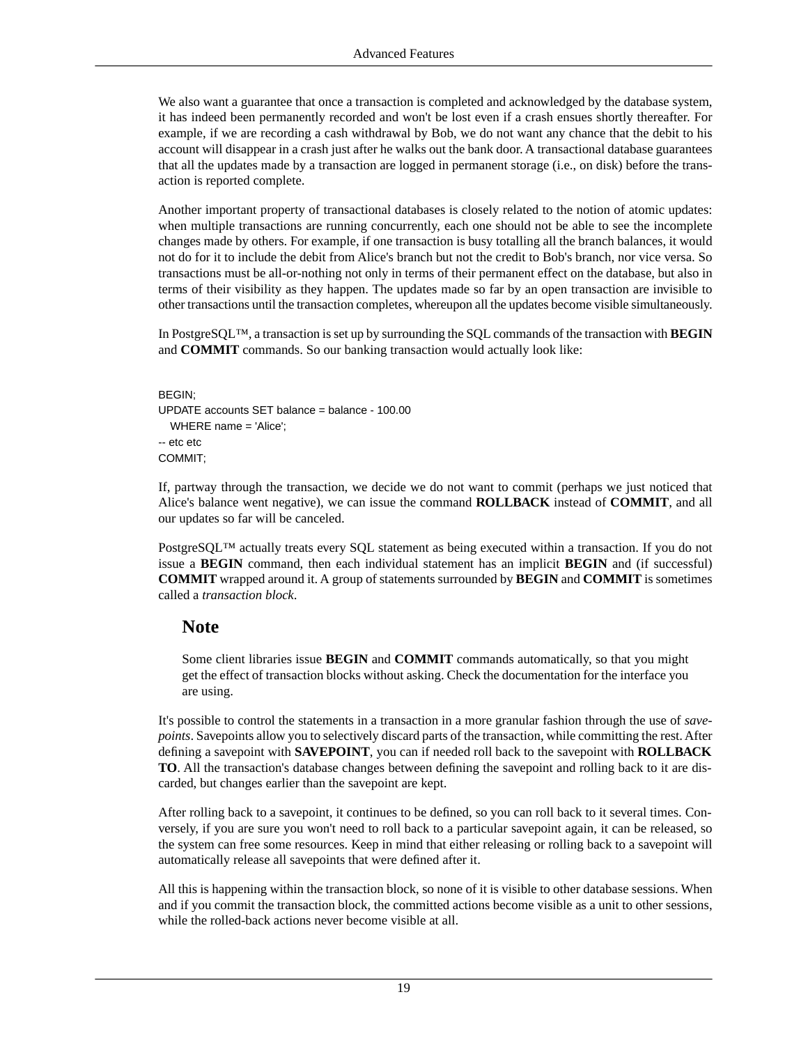We also want a guarantee that once a transaction is completed and acknowledged by the database system, it has indeed been permanently recorded and won't be lost even if a crash ensues shortly thereafter. For example, if we are recording a cash withdrawal by Bob, we do not want any chance that the debit to his account will disappear in a crash just after he walks out the bank door. A transactional database guarantees that all the updates made by a transaction are logged in permanent storage (i.e., on disk) before the transaction is reported complete.

Another important property of transactional databases is closely related to the notion of atomic updates: when multiple transactions are running concurrently, each one should not be able to see the incomplete changes made by others. For example, if one transaction is busy totalling all the branch balances, it would not do for it to include the debit from Alice's branch but not the credit to Bob's branch, nor vice versa. So transactions must be all-or-nothing not only in terms of their permanent effect on the database, but also in terms of their visibility as they happen. The updates made so far by an open transaction are invisible to other transactions until the transaction completes, whereupon all the updates become visible simultaneously.

In PostgreSQL™, a transaction is set up by surrounding the SQL commands of the transaction with **BEGIN** and **COMMIT** commands. So our banking transaction would actually look like:

```
BEGIN;
UPDATE accounts SET balance = balance - 100.00
   WHERE name = 'Alice';
-- etc etc
COMMIT;
```

If, partway through the transaction, we decide we do not want to commit (perhaps we just noticed that Alice's balance went negative), we can issue the command **ROLLBACK** instead of **COMMIT**, and all our updates so far will be canceled.

PostgreSQL™ actually treats every SQL statement as being executed within a transaction. If you do not issue a **BEGIN** command, then each individual statement has an implicit **BEGIN** and (if successful) **COMMIT** wrapped around it. A group of statements surrounded by **BEGIN** and **COMMIT** is sometimes called a *transaction block*.

## Note

Some client libraries issue **BEGIN** and **COMMIT** commands automatically, so that you might get the effect of transaction blocks without asking. Check the documentation for the interface you are using.

It's possible to control the statements in a transaction in a more granular fashion through the use of *savepoints*. Savepoints allow you to selectively discard parts of the transaction, while committing the rest. After defining a savepoint with **SAVEPOINT**, you can if needed roll back to the savepoint with **ROLLBACK TO**. All the transaction's database changes between defining the savepoint and rolling back to it are discarded, but changes earlier than the savepoint are kept.

After rolling back to a savepoint, it continues to be defined, so you can roll back to it several times. Conversely, if you are sure you won't need to roll back to a particular savepoint again, it can be released, so the system can free some resources. Keep in mind that either releasing or rolling back to a savepoint will automatically release all savepoints that were defined after it.

All this is happening within the transaction block, so none of it is visible to other database sessions. When and if you commit the transaction block, the committed actions become visible as a unit to other sessions, while the rolled-back actions never become visible at all.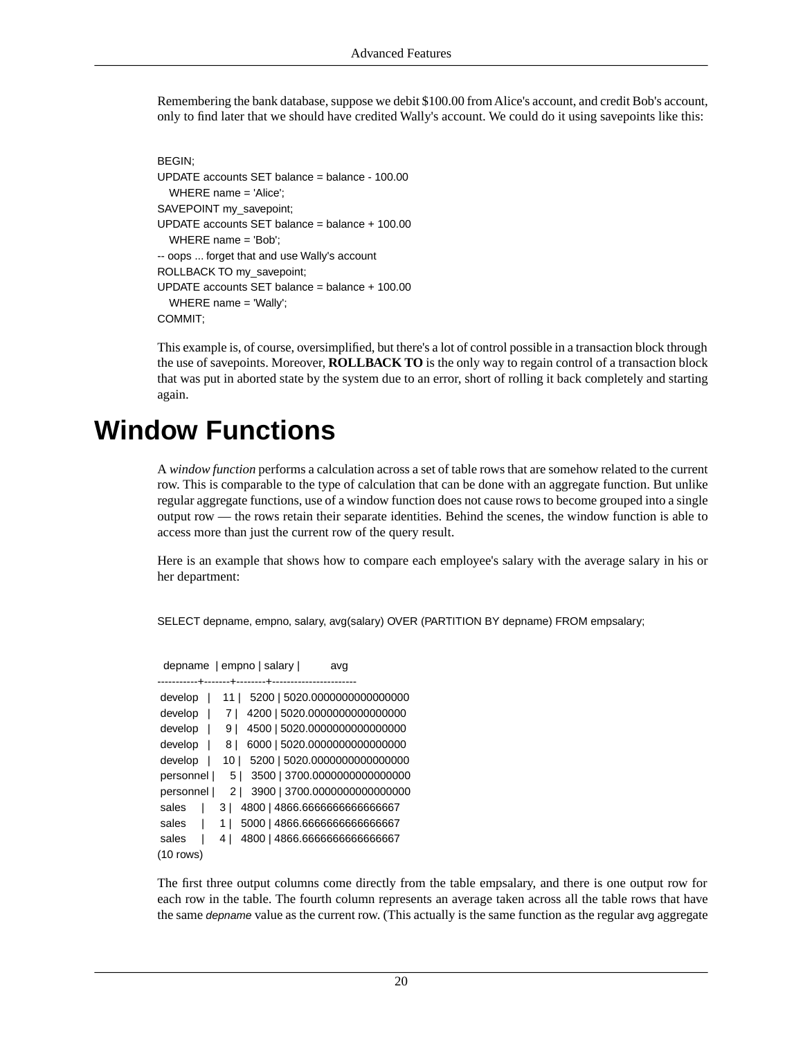Remembering the bank database, suppose we debit $100.00 from Alice's account, and credit Bob's account, only to find later that we should have credited Wally's account. We could do it using savepoints like this:

```
BEGIN;
UPDATE accounts SET balance = balance - 100.00
    WHERE name = 'Alice';
SAVEPOINT my_savepoint;
UPDATE accounts SET balance = balance + 100.00
    WHERE name = 'Bob';
-- oops ... forget that and use Wally's account
ROLLBACK TO my_savepoint;
UPDATE accounts SET balance = balance + 100.00
    WHERE name = 'Wally';
COMMIT;
```

This example is, of course, oversimplified, but there's a lot of control possible in a transaction block through the use of savepoints. Moreover, **ROLLBACK TO** is the only way to regain control of a transaction block that was put in aborted state by the system due to an error, short of rolling it back completely and starting again.

# Window Functions

A *window function* performs a calculation across a set of table rows that are somehow related to the current row. This is comparable to the type of calculation that can be done with an aggregate function. But unlike regular aggregate functions, use of a window function does not cause rows to become grouped into a single output row — the rows retain their separate identities. Behind the scenes, the window function is able to access more than just the current row of the query result.

Here is an example that shows how to compare each employee's salary with the average salary in his or her department:

```
SELECT depname, empno, salary, avg(salary) OVER (PARTITION BY depname) FROM empsalary;
```

```
  depname  | empno | salary |          avg
-----------+-------+--------+-----------------------
 develop   |    11 |   5200 | 5020.0000000000000000
 develop   |     7 |   4200 | 5020.0000000000000000
 develop   |     9 |   4500 | 5020.0000000000000000
 develop   |     8 |   6000 | 5020.0000000000000000
 develop   |    10 |   5200 | 5020.0000000000000000
 personnel |     5 |   3500 | 3700.0000000000000000
 personnel |     2 |   3900 | 3700.0000000000000000
 sales     |     3 |   4800 | 4866.6666666666666667
 sales     |     1 |   5000 | 4866.6666666666666667
 sales     |     4 |   4800 | 4866.6666666666666667
(10 rows)
```

The first three output columns come directly from the table empsalary, and there is one output row for each row in the table. The fourth column represents an average taken across all the table rows that have the same *depname* value as the current row. (This actually is the same function as the regular avg aggregate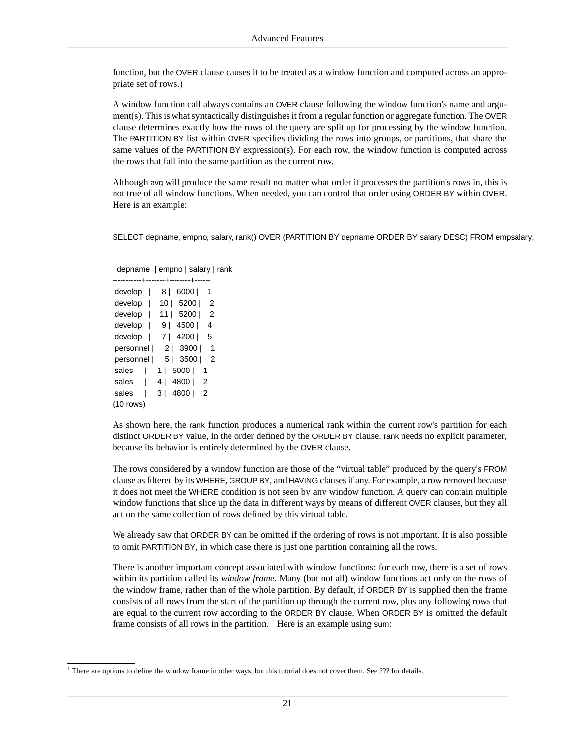function, but the OVER clause causes it to be treated as a window function and computed across an appropriate set of rows.)

A window function call always contains an OVER clause following the window function's name and argument(s). This is what syntactically distinguishes it from a regular function or aggregate function. The OVER clause determines exactly how the rows of the query are split up for processing by the window function. The PARTITION BY list within OVER specifies dividing the rows into groups, or partitions, that share the same values of the PARTITION BY expression(s). For each row, the window function is computed across the rows that fall into the same partition as the current row.

Although avg will produce the same result no matter what order it processes the partition's rows in, this is not true of all window functions. When needed, you can control that order using ORDER BY within OVER. Here is an example:

```
SELECT depname, empno, salary, rank() OVER (PARTITION BY depname ORDER BY salary DESC) FROM empsalary;
```

```
  depname  | empno | salary | rank
-----------+-------+--------+------
 develop   |     8 |   6000 |    1
 develop   |    10 |   5200 |    2
 develop   |    11 |   5200 |    2
 develop   |     9 |   4500 |    4
 develop   |     7 |   4200 |    5
 personnel |     2 |   3900 |    1
 personnel |     5 |   3500 |    2
 sales     |     1 |   5000 |    1
 sales     |     4 |   4800 |    2
 sales     |     3 |   4800 |    2
(10 rows)
```

As shown here, the rank function produces a numerical rank within the current row's partition for each distinct ORDER BY value, in the order defined by the ORDER BY clause. rank needs no explicit parameter, because its behavior is entirely determined by the OVER clause.

The rows considered by a window function are those of the "virtual table" produced by the query's FROM clause as filtered by its WHERE, GROUP BY, and HAVING clauses if any. For example, a row removed because it does not meet the WHERE condition is not seen by any window function. A query can contain multiple window functions that slice up the data in different ways by means of different OVER clauses, but they all act on the same collection of rows defined by this virtual table.

We already saw that ORDER BY can be omitted if the ordering of rows is not important. It is also possible to omit PARTITION BY, in which case there is just one partition containing all the rows.

There is another important concept associated with window functions: for each row, there is a set of rows within its partition called its *window frame*. Many (but not all) window functions act only on the rows of the window frame, rather than of the whole partition. By default, if ORDER BY is supplied then the frame consists of all rows from the start of the partition up through the current row, plus any following rows that are equal to the current row according to the ORDER BY clause. When ORDER BY is omitted the default frame consists of all rows in the partition. [1] Here is an example using sum:

[1] There are options to define the window frame in other ways, but this tutorial does not cover them. See ??? for details.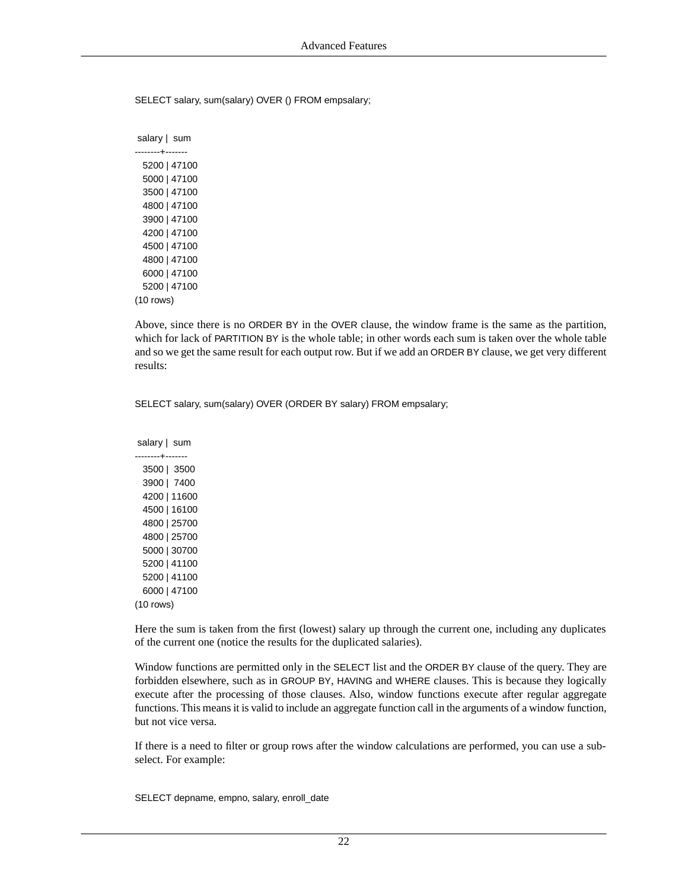```
SELECT salary, sum(salary) OVER () FROM empsalary;
```

```
 salary |  sum
--------+-------
   5200 | 47100
   5000 | 47100
   3500 | 47100
   4800 | 47100
   3900 | 47100
   4200 | 47100
   4500 | 47100
   4800 | 47100
   6000 | 47100
   5200 | 47100
(10 rows)
```

Above, since there is no ORDER BY in the OVER clause, the window frame is the same as the partition, which for lack of PARTITION BY is the whole table; in other words each sum is taken over the whole table and so we get the same result for each output row. But if we add an ORDER BY clause, we get very different results:

```
SELECT salary, sum(salary) OVER (ORDER BY salary) FROM empsalary;
```

```
 salary |  sum
--------+-------
   3500 |  3500
   3900 |  7400
   4200 | 11600
   4500 | 16100
   4800 | 25700
   4800 | 25700
   5000 | 30700
   5200 | 41100
   5200 | 41100
   6000 | 47100
(10 rows)
```

Here the sum is taken from the first (lowest) salary up through the current one, including any duplicates of the current one (notice the results for the duplicated salaries).

Window functions are permitted only in the SELECT list and the ORDER BY clause of the query. They are forbidden elsewhere, such as in GROUP BY, HAVING and WHERE clauses. This is because they logically execute after the processing of those clauses. Also, window functions execute after regular aggregate functions. This means it is valid to include an aggregate function call in the arguments of a window function, but not vice versa.

If there is a need to filter or group rows after the window calculations are performed, you can use a sub-select. For example:

```
SELECT depname, empno, salary, enroll_date
```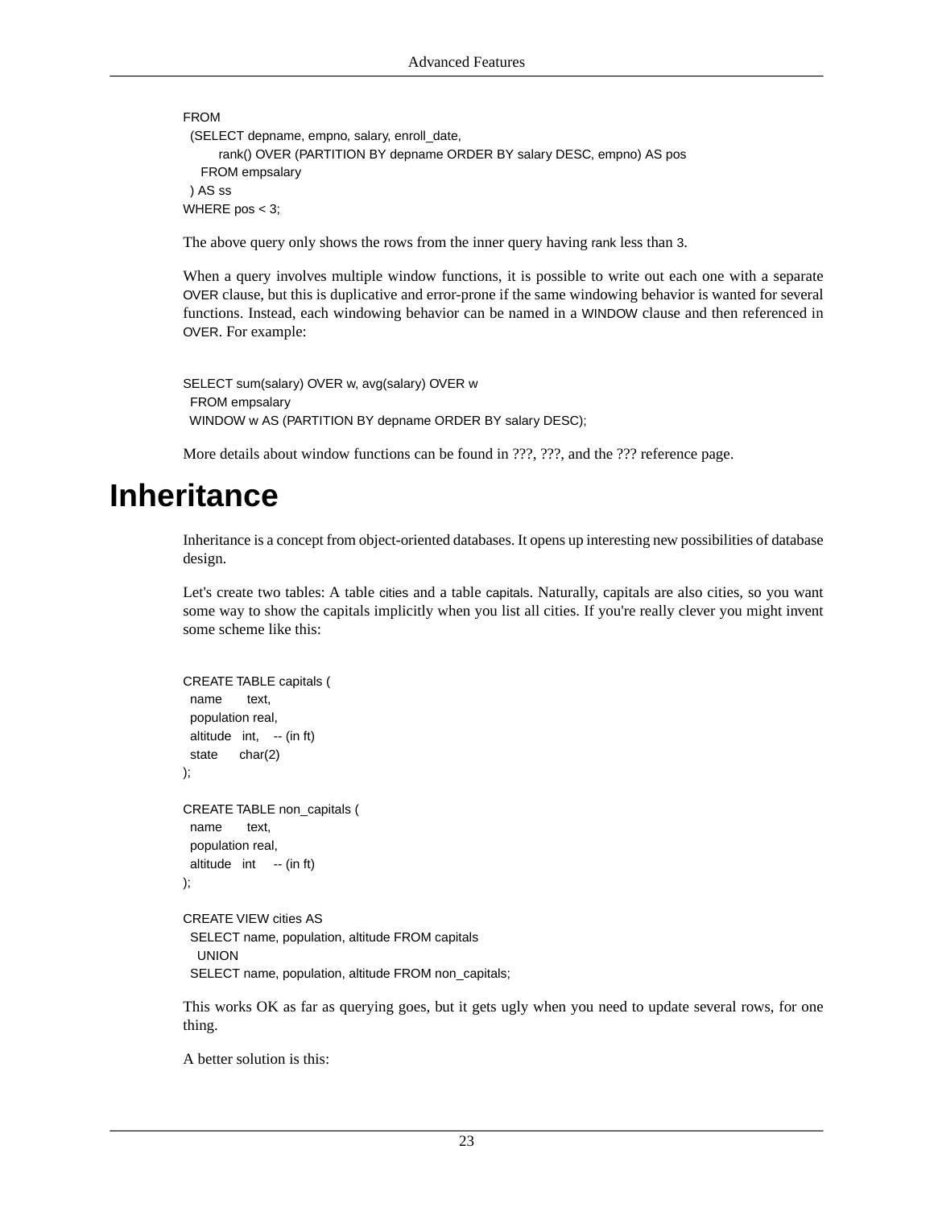```
FROM
  (SELECT depname, empno, salary, enroll_date,
          rank() OVER (PARTITION BY depname ORDER BY salary DESC, empno) AS pos
     FROM empsalary
  ) AS ss
WHERE pos < 3;
```

The above query only shows the rows from the inner query having `rank` less than `3`.

When a query involves multiple window functions, it is possible to write out each one with a separate `OVER` clause, but this is duplicative and error-prone if the same windowing behavior is wanted for several functions. Instead, each windowing behavior can be named in a `WINDOW` clause and then referenced in `OVER`. For example:

```
SELECT sum(salary) OVER w, avg(salary) OVER w
  FROM empsalary
  WINDOW w AS (PARTITION BY depname ORDER BY salary DESC);
```

More details about window functions can be found in ???, ???, and the ??? reference page.

# Inheritance

Inheritance is a concept from object-oriented databases. It opens up interesting new possibilities of database design.

Let's create two tables: A table `cities` and a table `capitals`. Naturally, capitals are also cities, so you want some way to show the capitals implicitly when you list all cities. If you're really clever you might invent some scheme like this:

```
CREATE TABLE capitals (
  name       text,
  population real,
  altitude   int,    -- (in ft)
  state      char(2)
);

CREATE TABLE non_capitals (
  name       text,
  population real,
  altitude   int     -- (in ft)
);

CREATE VIEW cities AS
  SELECT name, population, altitude FROM capitals
    UNION
  SELECT name, population, altitude FROM non_capitals;
```

This works OK as far as querying goes, but it gets ugly when you need to update several rows, for one thing.

A better solution is this: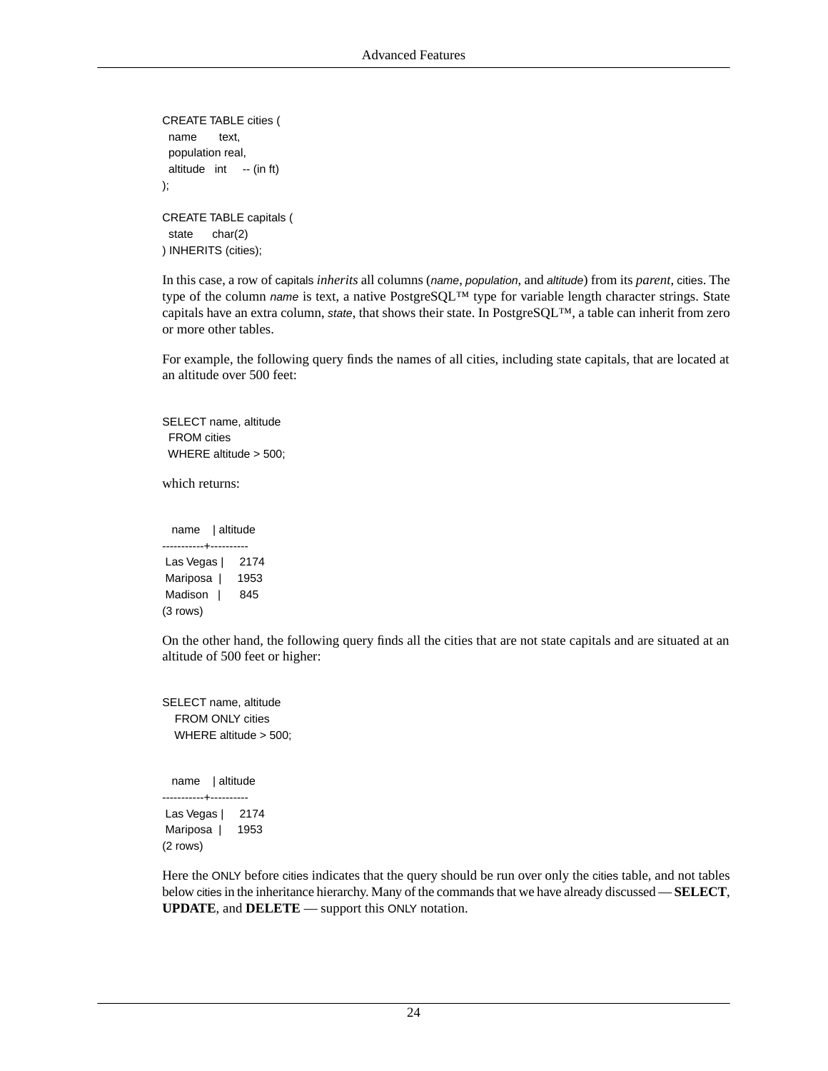```
CREATE TABLE cities (
  name       text,
  population real,
  altitude   int     -- (in ft)
);

CREATE TABLE capitals (
  state      char(2)
) INHERITS (cities);
```

In this case, a row of capitals *inherits* all columns (*name*, *population*, and *altitude*) from its *parent*, cities. The type of the column *name* is text, a native PostgreSQL™ type for variable length character strings. State capitals have an extra column, *state*, that shows their state. In PostgreSQL™, a table can inherit from zero or more other tables.

For example, the following query finds the names of all cities, including state capitals, that are located at an altitude over 500 feet:

```
SELECT name, altitude
  FROM cities
  WHERE altitude > 500;
```

which returns:

```
   name    | altitude
-----------+----------
 Las Vegas |     2174
 Mariposa  |     1953
 Madison   |      845
(3 rows)
```

On the other hand, the following query finds all the cities that are not state capitals and are situated at an altitude of 500 feet or higher:

```
SELECT name, altitude
    FROM ONLY cities
    WHERE altitude > 500;
```

```
   name    | altitude
-----------+----------
 Las Vegas |     2174
 Mariposa  |     1953
(2 rows)
```

Here the ONLY before cities indicates that the query should be run over only the cities table, and not tables below cities in the inheritance hierarchy. Many of the commands that we have already discussed — **SELECT**, **UPDATE**, and **DELETE** — support this ONLY notation.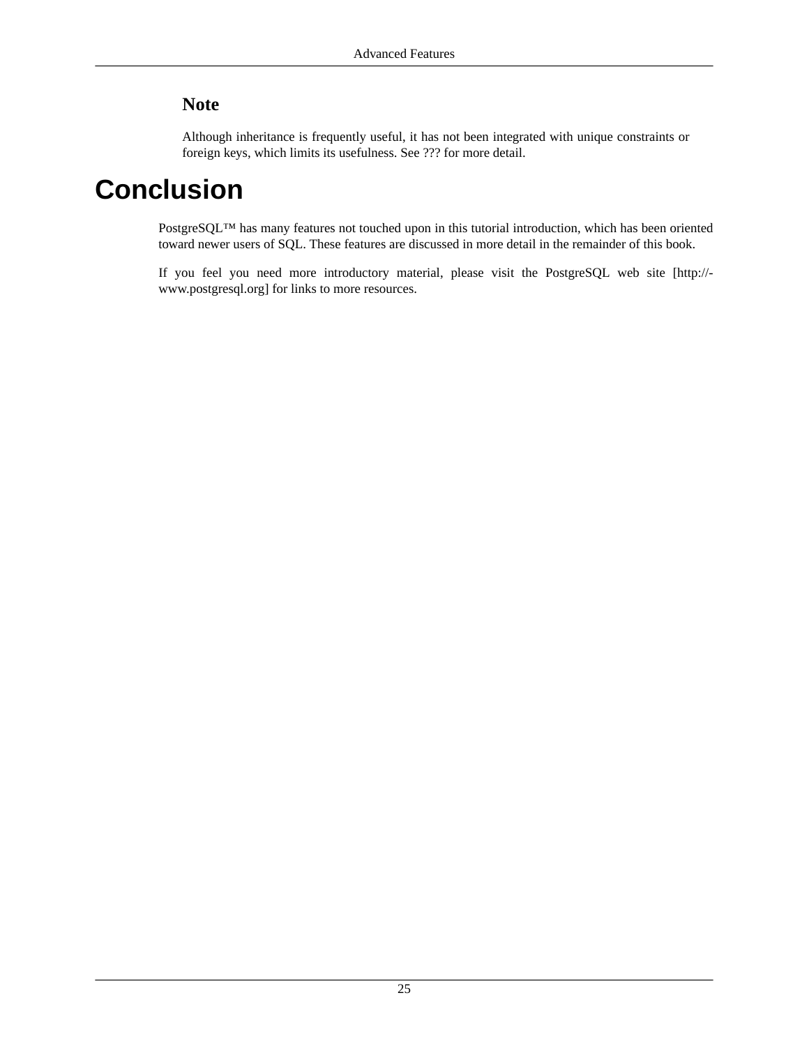### Note

Although inheritance is frequently useful, it has not been integrated with unique constraints or foreign keys, which limits its usefulness. See ??? for more detail.

# Conclusion

PostgreSQL™ has many features not touched upon in this tutorial introduction, which has been oriented toward newer users of SQL. These features are discussed in more detail in the remainder of this book.

If you feel you need more introductory material, please visit the PostgreSQL web site [http://-www.postgresql.org] for links to more resources.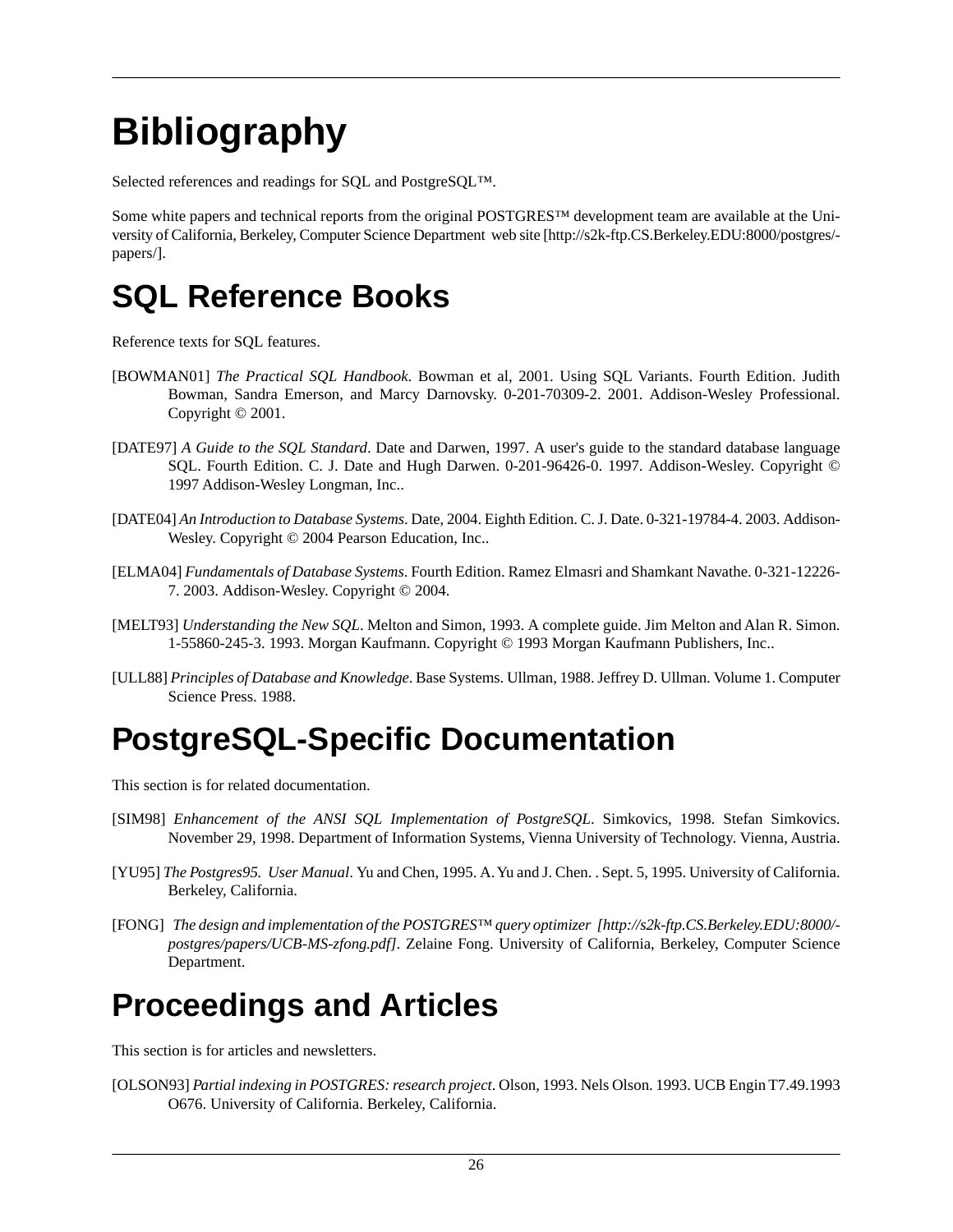# Bibliography

Selected references and readings for SQL and PostgreSQL™.

Some white papers and technical reports from the original POSTGRES™ development team are available at the University of California, Berkeley, Computer Science Department web site [http://s2k-ftp.CS.Berkeley.EDU:8000/postgres/papers/].

# SQL Reference Books

Reference texts for SQL features.

[BOWMAN01] *The Practical SQL Handbook*. Bowman et al, 2001. Using SQL Variants. Fourth Edition. Judith Bowman, Sandra Emerson, and Marcy Darnovsky. 0-201-70309-2. 2001. Addison-Wesley Professional. Copyright © 2001.

[DATE97] *A Guide to the SQL Standard*. Date and Darwen, 1997. A user's guide to the standard database language SQL. Fourth Edition. C. J. Date and Hugh Darwen. 0-201-96426-0. 1997. Addison-Wesley. Copyright © 1997 Addison-Wesley Longman, Inc..

[DATE04] *An Introduction to Database Systems*. Date, 2004. Eighth Edition. C. J. Date. 0-321-19784-4. 2003. Addison-Wesley. Copyright © 2004 Pearson Education, Inc..

[ELMA04] *Fundamentals of Database Systems*. Fourth Edition. Ramez Elmasri and Shamkant Navathe. 0-321-12226-7. 2003. Addison-Wesley. Copyright © 2004.

[MELT93] *Understanding the New SQL*. Melton and Simon, 1993. A complete guide. Jim Melton and Alan R. Simon. 1-55860-245-3. 1993. Morgan Kaufmann. Copyright © 1993 Morgan Kaufmann Publishers, Inc..

[ULL88] *Principles of Database and Knowledge*. Base Systems. Ullman, 1988. Jeffrey D. Ullman. Volume 1. Computer Science Press. 1988.

# PostgreSQL-Specific Documentation

This section is for related documentation.

[SIM98] *Enhancement of the ANSI SQL Implementation of PostgreSQL*. Simkovics, 1998. Stefan Simkovics. November 29, 1998. Department of Information Systems, Vienna University of Technology. Vienna, Austria.

[YU95] *The Postgres95. User Manual*. Yu and Chen, 1995. A. Yu and J. Chen. . Sept. 5, 1995. University of California. Berkeley, California.

[FONG] *The design and implementation of the POSTGRES™ query optimizer [http://s2k-ftp.CS.Berkeley.EDU:8000/postgres/papers/UCB-MS-zfong.pdf]*. Zelaine Fong. University of California, Berkeley, Computer Science Department.

# Proceedings and Articles

This section is for articles and newsletters.

[OLSON93] *Partial indexing in POSTGRES: research project*. Olson, 1993. Nels Olson. 1993. UCB Engin T7.49.1993 O676. University of California. Berkeley, California.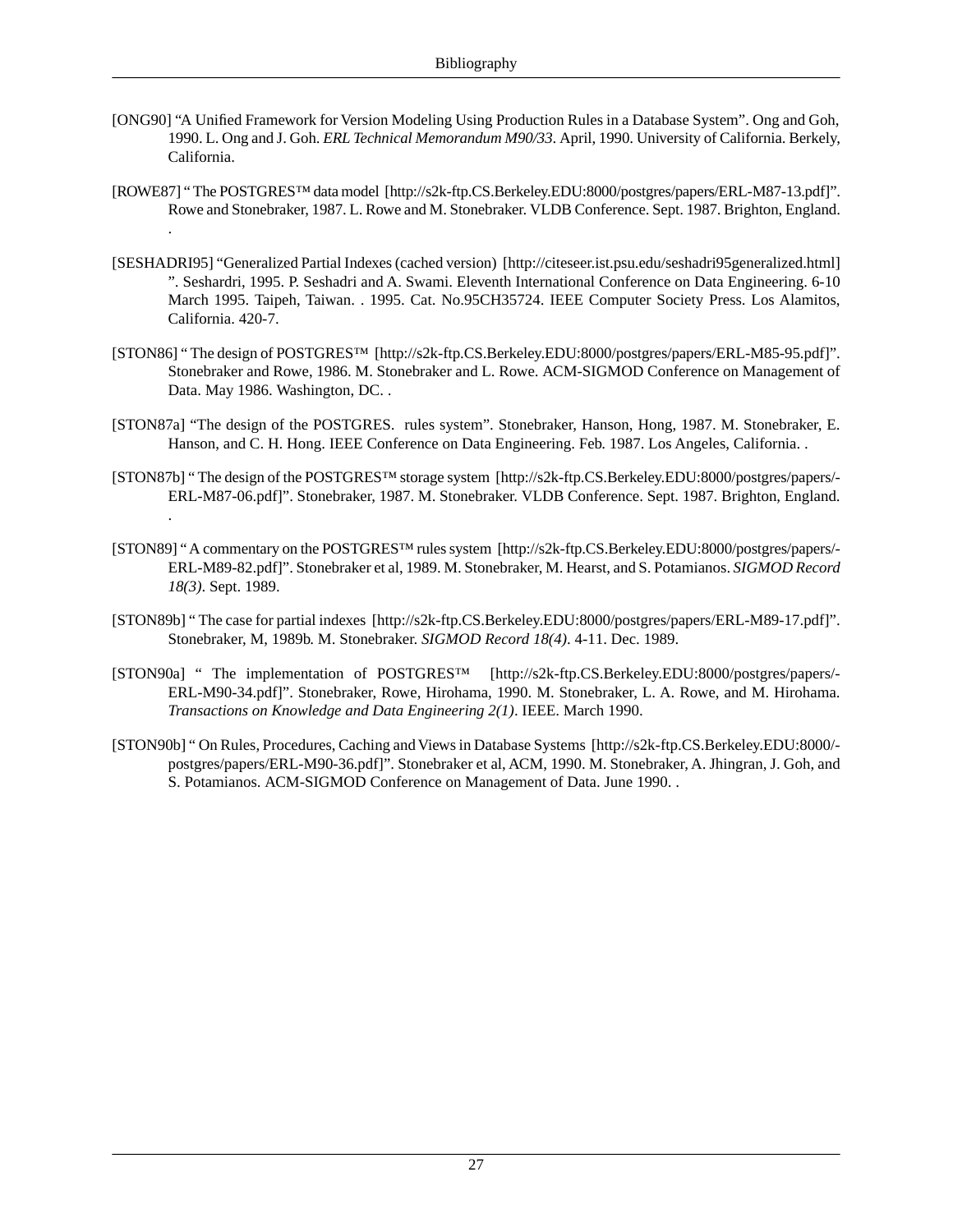[ONG90] "A Unified Framework for Version Modeling Using Production Rules in a Database System". Ong and Goh, 1990. L. Ong and J. Goh. *ERL Technical Memorandum M90/33*. April, 1990. University of California. Berkely, California.

[ROWE87] " The POSTGRES™ data model [http://s2k-ftp.CS.Berkeley.EDU:8000/postgres/papers/ERL-M87-13.pdf]". Rowe and Stonebraker, 1987. L. Rowe and M. Stonebraker. VLDB Conference. Sept. 1987. Brighton, England. .

[SESHADRI95] "Generalized Partial Indexes (cached version) [http://citeseer.ist.psu.edu/seshadri95generalized.html] ". Seshardri, 1995. P. Seshadri and A. Swami. Eleventh International Conference on Data Engineering. 6-10 March 1995. Taipeh, Taiwan. . 1995. Cat. No.95CH35724. IEEE Computer Society Press. Los Alamitos, California. 420-7.

[STON86] " The design of POSTGRES™ [http://s2k-ftp.CS.Berkeley.EDU:8000/postgres/papers/ERL-M85-95.pdf]". Stonebraker and Rowe, 1986. M. Stonebraker and L. Rowe. ACM-SIGMOD Conference on Management of Data. May 1986. Washington, DC. .

[STON87a] "The design of the POSTGRES. rules system". Stonebraker, Hanson, Hong, 1987. M. Stonebraker, E. Hanson, and C. H. Hong. IEEE Conference on Data Engineering. Feb. 1987. Los Angeles, California. .

[STON87b] " The design of the POSTGRES™ storage system [http://s2k-ftp.CS.Berkeley.EDU:8000/postgres/papers/-ERL-M87-06.pdf]". Stonebraker, 1987. M. Stonebraker. VLDB Conference. Sept. 1987. Brighton, England. .

[STON89] " A commentary on the POSTGRES™ rules system [http://s2k-ftp.CS.Berkeley.EDU:8000/postgres/papers/-ERL-M89-82.pdf]". Stonebraker et al, 1989. M. Stonebraker, M. Hearst, and S. Potamianos. *SIGMOD Record 18(3)*. Sept. 1989.

[STON89b] " The case for partial indexes [http://s2k-ftp.CS.Berkeley.EDU:8000/postgres/papers/ERL-M89-17.pdf]". Stonebraker, M, 1989b. M. Stonebraker. *SIGMOD Record 18(4)*. 4-11. Dec. 1989.

[STON90a] " The implementation of POSTGRES™ [http://s2k-ftp.CS.Berkeley.EDU:8000/postgres/papers/-ERL-M90-34.pdf]". Stonebraker, Rowe, Hirohama, 1990. M. Stonebraker, L. A. Rowe, and M. Hirohama. *Transactions on Knowledge and Data Engineering 2(1)*. IEEE. March 1990.

[STON90b] " On Rules, Procedures, Caching and Views in Database Systems [http://s2k-ftp.CS.Berkeley.EDU:8000/-postgres/papers/ERL-M90-36.pdf]". Stonebraker et al, ACM, 1990. M. Stonebraker, A. Jhingran, J. Goh, and S. Potamianos. ACM-SIGMOD Conference on Management of Data. June 1990. .